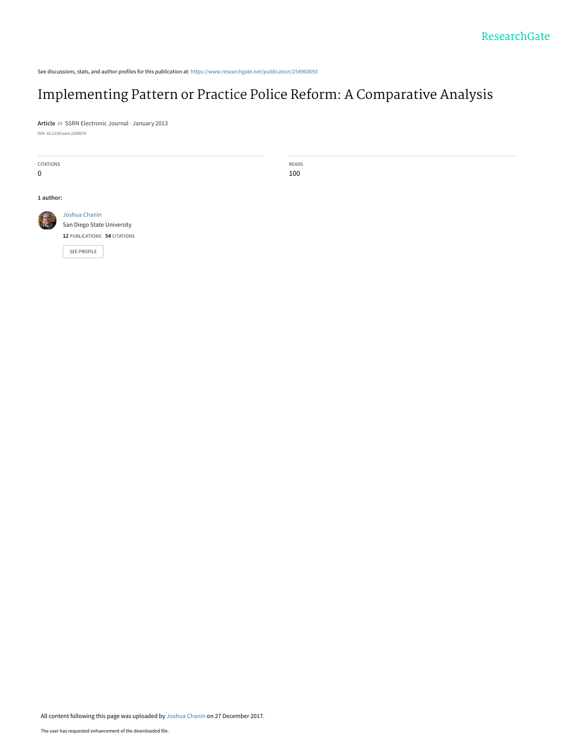ResearchGate

See discussions, stats, and author profiles for this publication at: https://www.researchgate.net/publication/254960093

# Implementing Pattern or Practice Police Reform: A Comparative Analysis

**Article** *in* SSRN Electronic Journal · January 2013

DOI: 10.2139/ssrn.2208670

CITATIONS
0

READS
100

**1 author:**

Joshua Chanin
San Diego State University
**12** PUBLICATIONS **54** CITATIONS

SEE PROFILE

All content following this page was uploaded by Joshua Chanin on 27 December 2017.

The user has requested enhancement of the downloaded file.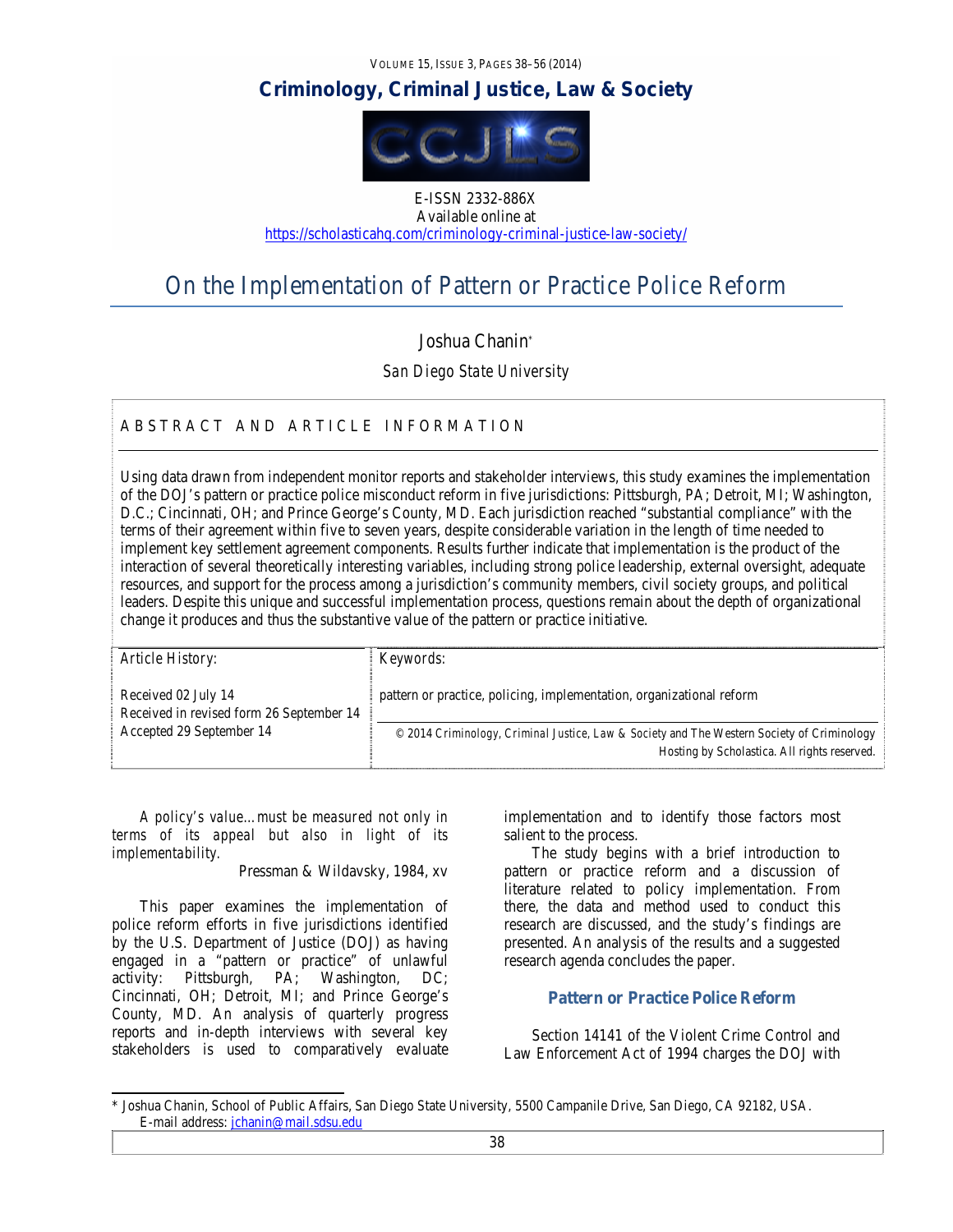Criminology, Criminal Justice, Law & Society

E-ISSN 2332-886X
Available online at
https://scholasticahq.com/criminology-criminal-justice-law-society/

# On the Implementation of Pattern or Practice Police Reform

Joshua Chanin*

*San Diego State University*

## ABSTRACT AND ARTICLE INFORMATION

Using data drawn from independent monitor reports and stakeholder interviews, this study examines the implementation of the DOJ's pattern or practice police misconduct reform in five jurisdictions: Pittsburgh, PA; Detroit, MI; Washington, D.C.; Cincinnati, OH; and Prince George's County, MD. Each jurisdiction reached "substantial compliance" with the terms of their agreement within five to seven years, despite considerable variation in the length of time needed to implement key settlement agreement components. Results further indicate that implementation is the product of the interaction of several theoretically interesting variables, including strong police leadership, external oversight, adequate resources, and support for the process among a jurisdiction's community members, civil society groups, and political leaders. Despite this unique and successful implementation process, questions remain about the depth of organizational change it produces and thus the substantive value of the pattern or practice initiative.

| Article History: | Keywords: |
|---|---|
| Received 02 July 14<br>Received in revised form 26 September 14<br>Accepted 29 September 14 | pattern or practice, policing, implementation, organizational reform |
| | © 2014 Criminology, Criminal Justice, Law & Society and The Western Society of Criminology Hosting by Scholastica. All rights reserved. |

*A policy's value…must be measured not only in terms of its appeal but also in light of its implementability.*

Pressman & Wildavsky, 1984, xv

This paper examines the implementation of police reform efforts in five jurisdictions identified by the U.S. Department of Justice (DOJ) as having engaged in a "pattern or practice" of unlawful activity: Pittsburgh, PA; Washington, DC; Cincinnati, OH; Detroit, MI; and Prince George's County, MD. An analysis of quarterly progress reports and in-depth interviews with several key stakeholders is used to comparatively evaluate implementation and to identify those factors most salient to the process.

The study begins with a brief introduction to pattern or practice reform and a discussion of literature related to policy implementation. From there, the data and method used to conduct this research are discussed, and the study's findings are presented. An analysis of the results and a suggested research agenda concludes the paper.

## Pattern or Practice Police Reform

Section 14141 of the Violent Crime Control and Law Enforcement Act of 1994 charges the DOJ with

* Joshua Chanin, School of Public Affairs, San Diego State University, 5500 Campanile Drive, San Diego, CA 92182, USA.
E-mail address: jchanin@mail.sdsu.edu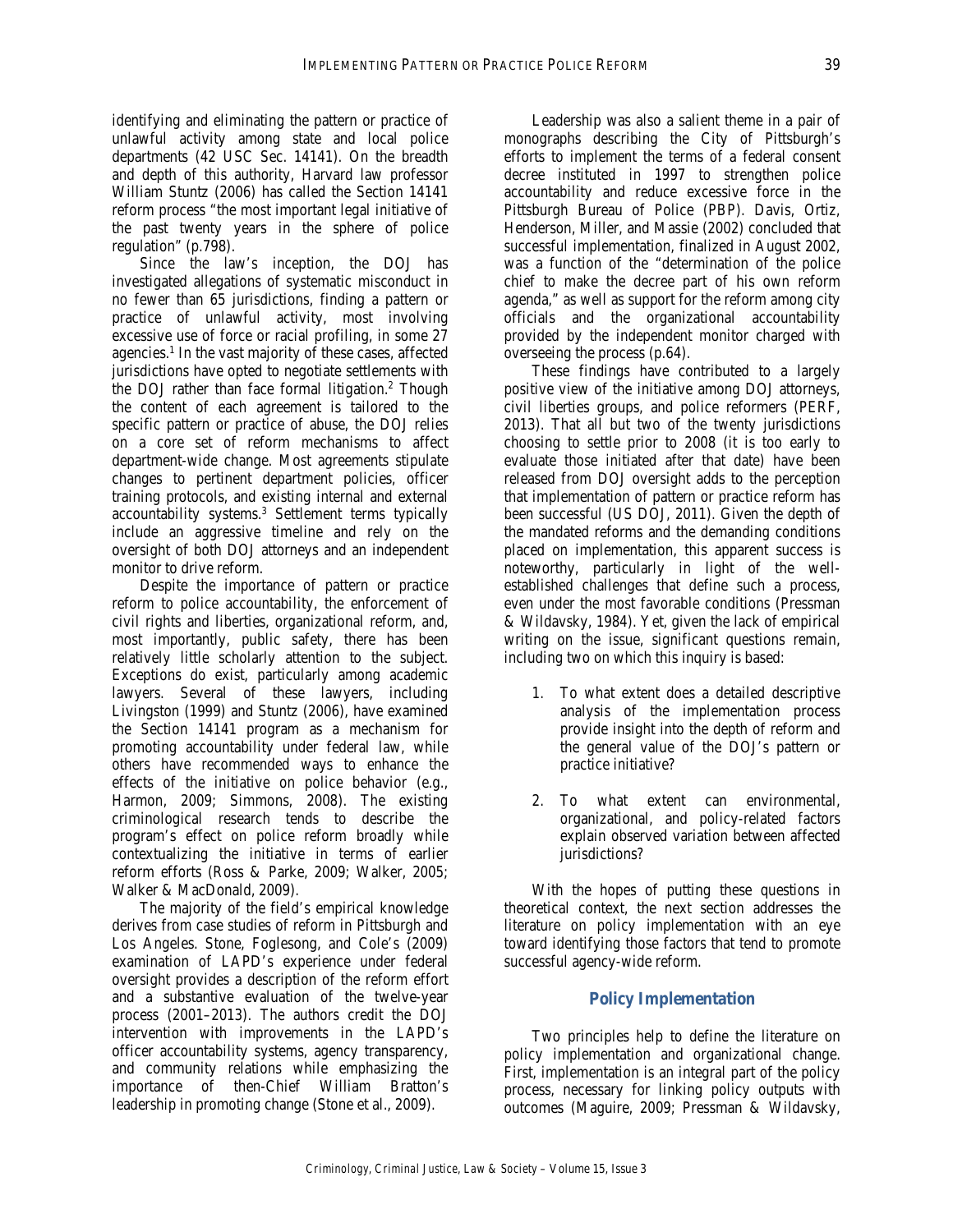identifying and eliminating the pattern or practice of unlawful activity among state and local police departments (42 USC Sec. 14141). On the breadth and depth of this authority, Harvard law professor William Stuntz (2006) has called the Section 14141 reform process "the most important legal initiative of the past twenty years in the sphere of police regulation" (p.798).

Since the law's inception, the DOJ has investigated allegations of systematic misconduct in no fewer than 65 jurisdictions, finding a pattern or practice of unlawful activity, most involving excessive use of force or racial profiling, in some 27 agencies.[1] In the vast majority of these cases, affected jurisdictions have opted to negotiate settlements with the DOJ rather than face formal litigation.[2] Though the content of each agreement is tailored to the specific pattern or practice of abuse, the DOJ relies on a core set of reform mechanisms to affect department-wide change. Most agreements stipulate changes to pertinent department policies, officer training protocols, and existing internal and external accountability systems.[3] Settlement terms typically include an aggressive timeline and rely on the oversight of both DOJ attorneys and an independent monitor to drive reform.

Despite the importance of pattern or practice reform to police accountability, the enforcement of civil rights and liberties, organizational reform, and, most importantly, public safety, there has been relatively little scholarly attention to the subject. Exceptions do exist, particularly among academic lawyers. Several of these lawyers, including Livingston (1999) and Stuntz (2006), have examined the Section 14141 program as a mechanism for promoting accountability under federal law, while others have recommended ways to enhance the effects of the initiative on police behavior (e.g., Harmon, 2009; Simmons, 2008). The existing criminological research tends to describe the program's effect on police reform broadly while contextualizing the initiative in terms of earlier reform efforts (Ross & Parke, 2009; Walker, 2005; Walker & MacDonald, 2009).

The majority of the field's empirical knowledge derives from case studies of reform in Pittsburgh and Los Angeles. Stone, Foglesong, and Cole's (2009) examination of LAPD's experience under federal oversight provides a description of the reform effort and a substantive evaluation of the twelve-year process (2001–2013). The authors credit the DOJ intervention with improvements in the LAPD's officer accountability systems, agency transparency, and community relations while emphasizing the importance of then-Chief William Bratton's leadership in promoting change (Stone et al., 2009).

Leadership was also a salient theme in a pair of monographs describing the City of Pittsburgh's efforts to implement the terms of a federal consent decree instituted in 1997 to strengthen police accountability and reduce excessive force in the Pittsburgh Bureau of Police (PBP). Davis, Ortiz, Henderson, Miller, and Massie (2002) concluded that successful implementation, finalized in August 2002, was a function of the "determination of the police chief to make the decree part of his own reform agenda," as well as support for the reform among city officials and the organizational accountability provided by the independent monitor charged with overseeing the process (p.64).

These findings have contributed to a largely positive view of the initiative among DOJ attorneys, civil liberties groups, and police reformers (PERF, 2013). That all but two of the twenty jurisdictions choosing to settle prior to 2008 (it is too early to evaluate those initiated after that date) have been released from DOJ oversight adds to the perception that implementation of pattern or practice reform has been successful (US DOJ, 2011). Given the depth of the mandated reforms and the demanding conditions placed on implementation, this apparent success is noteworthy, particularly in light of the well-established challenges that define such a process, even under the most favorable conditions (Pressman & Wildavsky, 1984). Yet, given the lack of empirical writing on the issue, significant questions remain, including two on which this inquiry is based:

1. To what extent does a detailed descriptive analysis of the implementation process provide insight into the depth of reform and the general value of the DOJ's pattern or practice initiative?

2. To what extent can environmental, organizational, and policy-related factors explain observed variation between affected jurisdictions?

With the hopes of putting these questions in theoretical context, the next section addresses the literature on policy implementation with an eye toward identifying those factors that tend to promote successful agency-wide reform.

## Policy Implementation

Two principles help to define the literature on policy implementation and organizational change. First, implementation is an integral part of the policy process, necessary for linking policy outputs with outcomes (Maguire, 2009; Pressman & Wildavsky,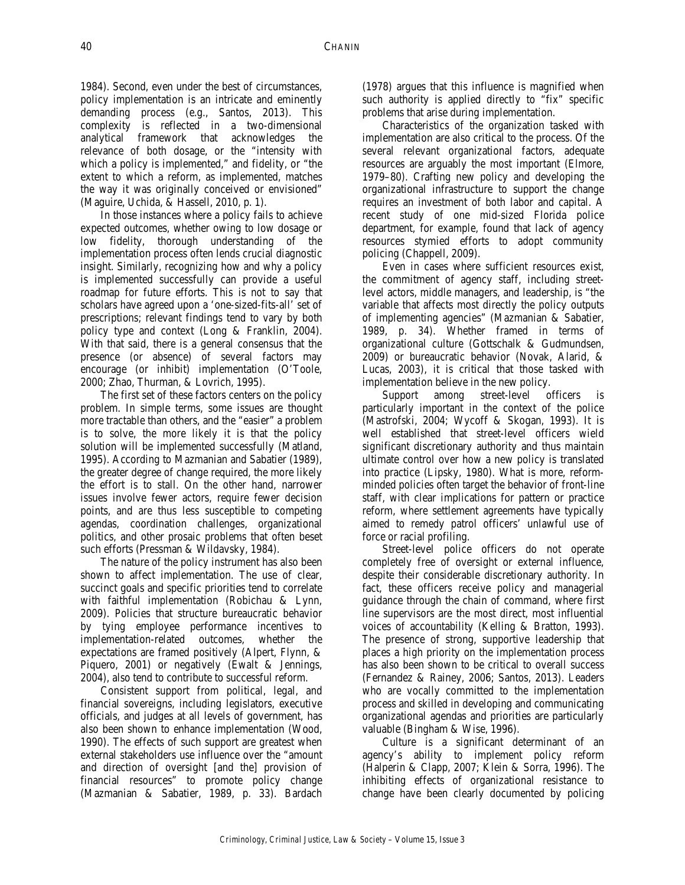1984). Second, even under the best of circumstances, policy implementation is an intricate and eminently demanding process (e.g., Santos, 2013). This complexity is reflected in a two-dimensional analytical framework that acknowledges the relevance of both dosage, or the "intensity with which a policy is implemented," and fidelity, or "the extent to which a reform, as implemented, matches the way it was originally conceived or envisioned" (Maguire, Uchida, & Hassell, 2010, p. 1).

In those instances where a policy fails to achieve expected outcomes, whether owing to low dosage or low fidelity, thorough understanding of the implementation process often lends crucial diagnostic insight. Similarly, recognizing how and why a policy is implemented successfully can provide a useful roadmap for future efforts. This is not to say that scholars have agreed upon a 'one-sized-fits-all' set of prescriptions; relevant findings tend to vary by both policy type and context (Long & Franklin, 2004). With that said, there is a general consensus that the presence (or absence) of several factors may encourage (or inhibit) implementation (O'Toole, 2000; Zhao, Thurman, & Lovrich, 1995).

The first set of these factors centers on the policy problem. In simple terms, some issues are thought more tractable than others, and the "easier" a problem is to solve, the more likely it is that the policy solution will be implemented successfully (Matland, 1995). According to Mazmanian and Sabatier (1989), the greater degree of change required, the more likely the effort is to stall. On the other hand, narrower issues involve fewer actors, require fewer decision points, and are thus less susceptible to competing agendas, coordination challenges, organizational politics, and other prosaic problems that often beset such efforts (Pressman & Wildavsky, 1984).

The nature of the policy instrument has also been shown to affect implementation. The use of clear, succinct goals and specific priorities tend to correlate with faithful implementation (Robichau & Lynn, 2009). Policies that structure bureaucratic behavior by tying employee performance incentives to implementation-related outcomes, whether the expectations are framed positively (Alpert, Flynn, & Piquero, 2001) or negatively (Ewalt & Jennings, 2004), also tend to contribute to successful reform.

Consistent support from political, legal, and financial sovereigns, including legislators, executive officials, and judges at all levels of government, has also been shown to enhance implementation (Wood, 1990). The effects of such support are greatest when external stakeholders use influence over the "amount and direction of oversight [and the] provision of financial resources" to promote policy change (Mazmanian & Sabatier, 1989, p. 33). Bardach (1978) argues that this influence is magnified when such authority is applied directly to "fix" specific problems that arise during implementation.

Characteristics of the organization tasked with implementation are also critical to the process. Of the several relevant organizational factors, adequate resources are arguably the most important (Elmore, 1979–80). Crafting new policy and developing the organizational infrastructure to support the change requires an investment of both labor and capital. A recent study of one mid-sized Florida police department, for example, found that lack of agency resources stymied efforts to adopt community policing (Chappell, 2009).

Even in cases where sufficient resources exist, the commitment of agency staff, including street-level actors, middle managers, and leadership, is "the variable that affects most directly the policy outputs of implementing agencies" (Mazmanian & Sabatier, 1989, p. 34). Whether framed in terms of organizational culture (Gottschalk & Gudmundsen, 2009) or bureaucratic behavior (Novak, Alarid, & Lucas, 2003), it is critical that those tasked with implementation believe in the new policy.

Support among street-level officers is particularly important in the context of the police (Mastrofski, 2004; Wycoff & Skogan, 1993). It is well established that street-level officers wield significant discretionary authority and thus maintain ultimate control over how a new policy is translated into practice (Lipsky, 1980). What is more, reform-minded policies often target the behavior of front-line staff, with clear implications for pattern or practice reform, where settlement agreements have typically aimed to remedy patrol officers' unlawful use of force or racial profiling.

Street-level police officers do not operate completely free of oversight or external influence, despite their considerable discretionary authority. In fact, these officers receive policy and managerial guidance through the chain of command, where first line supervisors are the most direct, most influential voices of accountability (Kelling & Bratton, 1993). The presence of strong, supportive leadership that places a high priority on the implementation process has also been shown to be critical to overall success (Fernandez & Rainey, 2006; Santos, 2013). Leaders who are vocally committed to the implementation process and skilled in developing and communicating organizational agendas and priorities are particularly valuable (Bingham & Wise, 1996).

Culture is a significant determinant of an agency's ability to implement policy reform (Halperin & Clapp, 2007; Klein & Sorra, 1996). The inhibiting effects of organizational resistance to change have been clearly documented by policing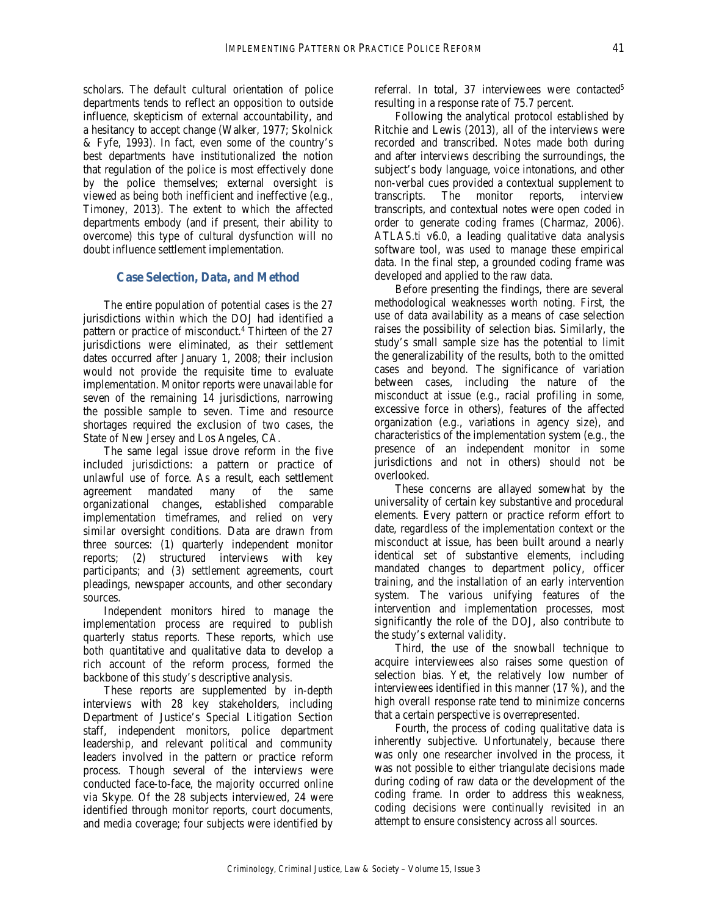scholars. The default cultural orientation of police departments tends to reflect an opposition to outside influence, skepticism of external accountability, and a hesitancy to accept change (Walker, 1977; Skolnick & Fyfe, 1993). In fact, even some of the country's best departments have institutionalized the notion that regulation of the police is most effectively done by the police themselves; external oversight is viewed as being both inefficient and ineffective (e.g., Timoney, 2013). The extent to which the affected departments embody (and if present, their ability to overcome) this type of cultural dysfunction will no doubt influence settlement implementation.

## Case Selection, Data, and Method

The entire population of potential cases is the 27 jurisdictions within which the DOJ had identified a pattern or practice of misconduct.[4] Thirteen of the 27 jurisdictions were eliminated, as their settlement dates occurred after January 1, 2008; their inclusion would not provide the requisite time to evaluate implementation. Monitor reports were unavailable for seven of the remaining 14 jurisdictions, narrowing the possible sample to seven. Time and resource shortages required the exclusion of two cases, the State of New Jersey and Los Angeles, CA.

The same legal issue drove reform in the five included jurisdictions: a pattern or practice of unlawful use of force. As a result, each settlement agreement mandated many of the same organizational changes, established comparable implementation timeframes, and relied on very similar oversight conditions. Data are drawn from three sources: (1) quarterly independent monitor reports; (2) structured interviews with key participants; and (3) settlement agreements, court pleadings, newspaper accounts, and other secondary sources.

Independent monitors hired to manage the implementation process are required to publish quarterly status reports. These reports, which use both quantitative and qualitative data to develop a rich account of the reform process, formed the backbone of this study's descriptive analysis.

These reports are supplemented by in-depth interviews with 28 key stakeholders, including Department of Justice's Special Litigation Section staff, independent monitors, police department leadership, and relevant political and community leaders involved in the pattern or practice reform process. Though several of the interviews were conducted face-to-face, the majority occurred online via Skype. Of the 28 subjects interviewed, 24 were identified through monitor reports, court documents, and media coverage; four subjects were identified by referral. In total, 37 interviewees were contacted[5] resulting in a response rate of 75.7 percent.

Following the analytical protocol established by Ritchie and Lewis (2013), all of the interviews were recorded and transcribed. Notes made both during and after interviews describing the surroundings, the subject's body language, voice intonations, and other non-verbal cues provided a contextual supplement to transcripts. The monitor reports, interview transcripts, and contextual notes were open coded in order to generate coding frames (Charmaz, 2006). ATLAS.ti v6.0, a leading qualitative data analysis software tool, was used to manage these empirical data. In the final step, a grounded coding frame was developed and applied to the raw data.

Before presenting the findings, there are several methodological weaknesses worth noting. First, the use of data availability as a means of case selection raises the possibility of selection bias. Similarly, the study's small sample size has the potential to limit the generalizability of the results, both to the omitted cases and beyond. The significance of variation between cases, including the nature of the misconduct at issue (e.g., racial profiling in some, excessive force in others), features of the affected organization (e.g., variations in agency size), and characteristics of the implementation system (e.g., the presence of an independent monitor in some jurisdictions and not in others) should not be overlooked.

These concerns are allayed somewhat by the universality of certain key substantive and procedural elements. Every pattern or practice reform effort to date, regardless of the implementation context or the misconduct at issue, has been built around a nearly identical set of substantive elements, including mandated changes to department policy, officer training, and the installation of an early intervention system. The various unifying features of the intervention and implementation processes, most significantly the role of the DOJ, also contribute to the study's external validity.

Third, the use of the snowball technique to acquire interviewees also raises some question of selection bias. Yet, the relatively low number of interviewees identified in this manner (17 %), and the high overall response rate tend to minimize concerns that a certain perspective is overrepresented.

Fourth, the process of coding qualitative data is inherently subjective. Unfortunately, because there was only one researcher involved in the process, it was not possible to either triangulate decisions made during coding of raw data or the development of the coding frame. In order to address this weakness, coding decisions were continually revisited in an attempt to ensure consistency across all sources.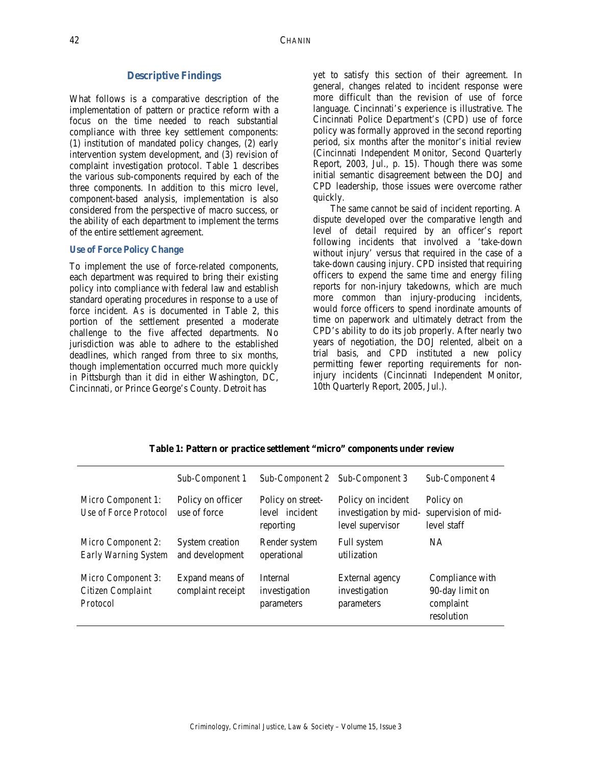## Descriptive Findings

What follows is a comparative description of the implementation of pattern or practice reform with a focus on the time needed to reach substantial compliance with three key settlement components: (1) institution of mandated policy changes, (2) early intervention system development, and (3) revision of complaint investigation protocol. Table 1 describes the various sub-components required by each of the three components. In addition to this micro level, component-based analysis, implementation is also considered from the perspective of macro success, or the ability of each department to implement the terms of the entire settlement agreement.

### Use of Force Policy Change

To implement the use of force-related components, each department was required to bring their existing policy into compliance with federal law and establish standard operating procedures in response to a use of force incident. As is documented in Table 2, this portion of the settlement presented a moderate challenge to the five affected departments. No jurisdiction was able to adhere to the established deadlines, which ranged from three to six months, though implementation occurred much more quickly in Pittsburgh than it did in either Washington, DC, Cincinnati, or Prince George's County. Detroit has yet to satisfy this section of their agreement. In general, changes related to incident response were more difficult than the revision of use of force language. Cincinnati's experience is illustrative. The Cincinnati Police Department's (CPD) use of force policy was formally approved in the second reporting period, six months after the monitor's initial review (Cincinnati Independent Monitor, Second Quarterly Report, 2003, Jul., p. 15). Though there was some initial semantic disagreement between the DOJ and CPD leadership, those issues were overcome rather quickly.

The same cannot be said of incident reporting. A dispute developed over the comparative length and level of detail required by an officer's report following incidents that involved a 'take-down without injury' versus that required in the case of a take-down causing injury. CPD insisted that requiring officers to expend the same time and energy filing reports for non-injury takedowns, which are much more common than injury-producing incidents, would force officers to spend inordinate amounts of time on paperwork and ultimately detract from the CPD's ability to do its job properly. After nearly two years of negotiation, the DOJ relented, albeit on a trial basis, and CPD instituted a new policy permitting fewer reporting requirements for non-injury incidents (Cincinnati Independent Monitor, 10th Quarterly Report, 2005, Jul.).

**Table 1: Pattern or practice settlement "micro" components under review**

| | Sub-Component 1 | Sub-Component 2 | Sub-Component 3 | Sub-Component 4 |
|---|---|---|---|---|
| Micro Component 1: Use of Force Protocol | Policy on officer use of force | Policy on street-level incident reporting | Policy on incident investigation by mid-level supervisor | Policy on supervision of mid-level staff |
| Micro Component 2: Early Warning System | System creation and development | Render system operational | Full system utilization | NA |
| Micro Component 3: Citizen Complaint Protocol | Expand means of complaint receipt | Internal investigation parameters | External agency investigation parameters | Compliance with 90-day limit on complaint resolution |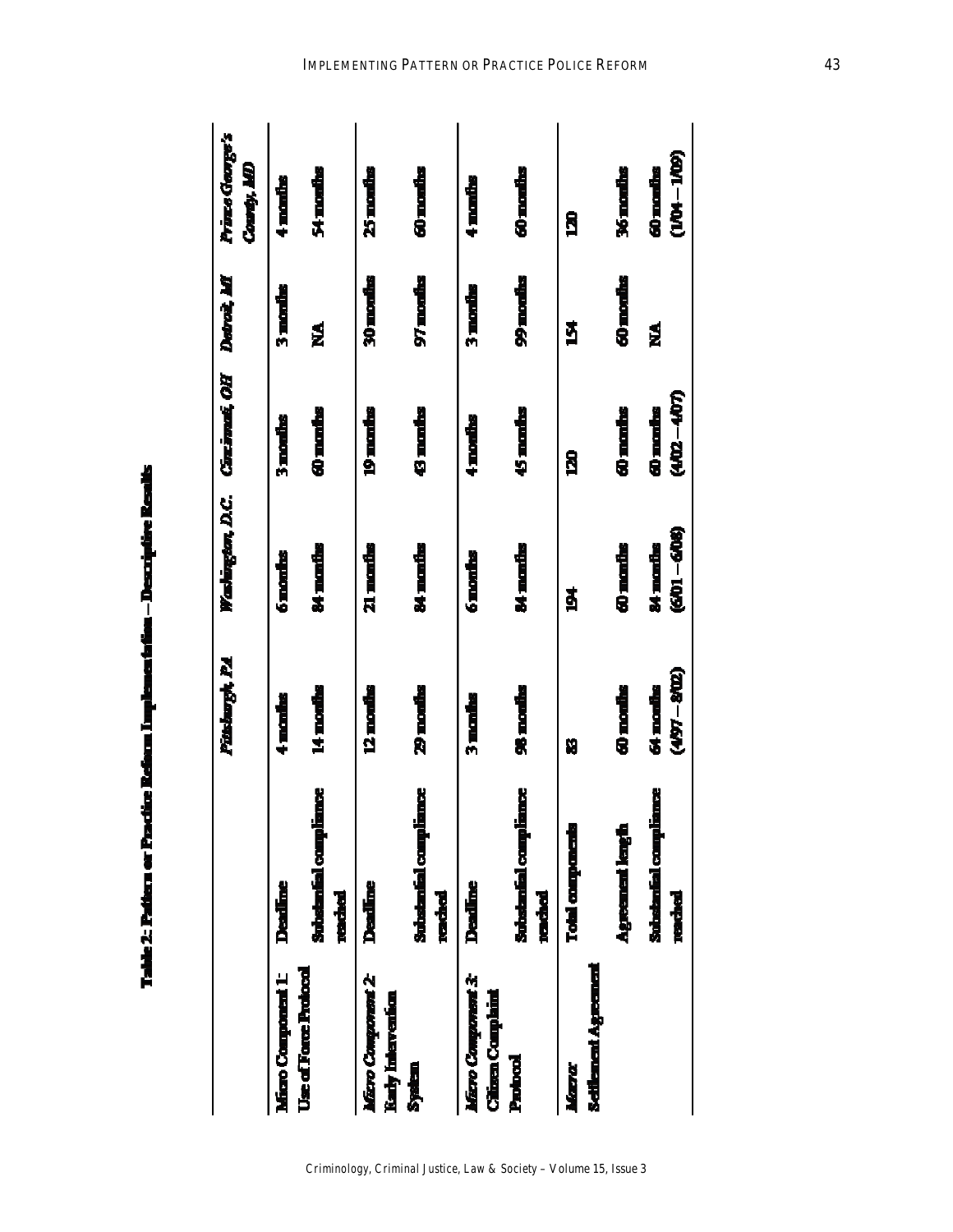**Table 2: Pattern or Practice Reform Implementation – Descriptive Results**

| | | *Pittsburgh, PA* | *Washington, D.C.* | *Cincinnati, OH* | *Detroit, MI* | *Prince George's County, MD* |
|---|---|---|---|---|---|---|
| Micro Component 1: Use of Force Protocol | Deadline | 4 months | 6 months | 3 months | 3 months | 4 months |
| | Substantial compliance reached | 14 months | 84 months | 60 months | NA | 54 months |
| *Micro Component 2:* Early Intervention System | Deadline | 12 months | 21 months | 19 months | 30 months | 25 months |
| | Substantial compliance reached | 29 months | 84 months | 43 months | 97 months | 60 months |
| *Micro Component 3:* Citizen Complaint Protocol | Deadline | 3 months | 6 months | 4 months | 3 months | 4 months |
| | Substantial compliance reached | 98 months | 84 months | 45 months | 99 months | 60 months |
| *Macro* Settlement Agreement | Total components | 83 | 194 | 120 | 154 | 120 |
| | Agreement length | 60 months | 60 months | 60 months | 60 months | 36 months |
| | Substantial compliance reached | 64 months *(4/97 – 9/02)* | 84 months *(6/01 – 6/08)* | 60 months *(4/02 – 4/07)* | NA | 60 months *(1/04 – 1/09)* |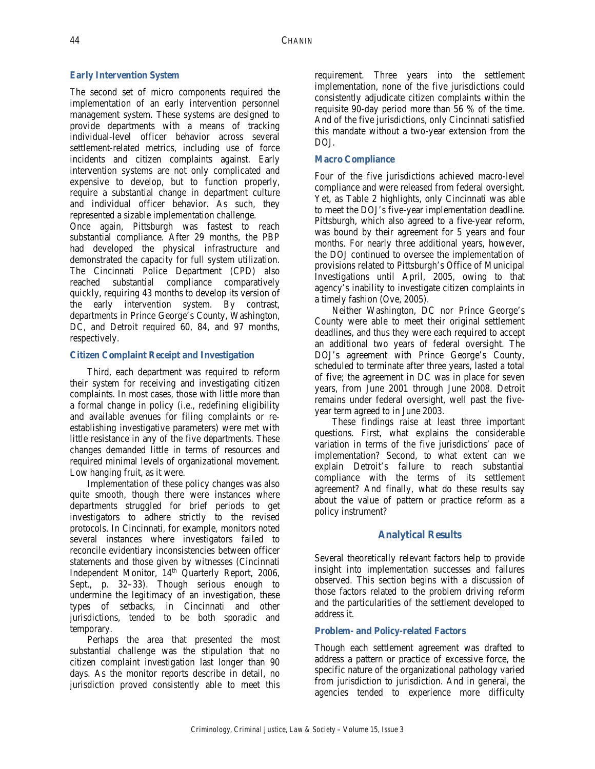### Early Intervention System

The second set of micro components required the implementation of an early intervention personnel management system. These systems are designed to provide departments with a means of tracking individual-level officer behavior across several settlement-related metrics, including use of force incidents and citizen complaints against. Early intervention systems are not only complicated and expensive to develop, but to function properly, require a substantial change in department culture and individual officer behavior. As such, they represented a sizable implementation challenge.

Once again, Pittsburgh was fastest to reach substantial compliance. After 29 months, the PBP had developed the physical infrastructure and demonstrated the capacity for full system utilization. The Cincinnati Police Department (CPD) also reached substantial compliance comparatively quickly, requiring 43 months to develop its version of the early intervention system. By contrast, departments in Prince George's County, Washington, DC, and Detroit required 60, 84, and 97 months, respectively.

### Citizen Complaint Receipt and Investigation

Third, each department was required to reform their system for receiving and investigating citizen complaints. In most cases, those with little more than a formal change in policy (i.e., redefining eligibility and available avenues for filing complaints or re-establishing investigative parameters) were met with little resistance in any of the five departments. These changes demanded little in terms of resources and required minimal levels of organizational movement. Low hanging fruit, as it were.

Implementation of these policy changes was also quite smooth, though there were instances where departments struggled for brief periods to get investigators to adhere strictly to the revised protocols. In Cincinnati, for example, monitors noted several instances where investigators failed to reconcile evidentiary inconsistencies between officer statements and those given by witnesses (Cincinnati Independent Monitor, 14th Quarterly Report, 2006, Sept., p. 32–33). Though serious enough to undermine the legitimacy of an investigation, these types of setbacks, in Cincinnati and other jurisdictions, tended to be both sporadic and temporary.

Perhaps the area that presented the most substantial challenge was the stipulation that no citizen complaint investigation last longer than 90 days. As the monitor reports describe in detail, no jurisdiction proved consistently able to meet this requirement. Three years into the settlement implementation, none of the five jurisdictions could consistently adjudicate citizen complaints within the requisite 90-day period more than 56 % of the time. And of the five jurisdictions, only Cincinnati satisfied this mandate without a two-year extension from the DOJ.

### Macro Compliance

Four of the five jurisdictions achieved macro-level compliance and were released from federal oversight. Yet, as Table 2 highlights, only Cincinnati was able to meet the DOJ's five-year implementation deadline. Pittsburgh, which also agreed to a five-year reform, was bound by their agreement for 5 years and four months. For nearly three additional years, however, the DOJ continued to oversee the implementation of provisions related to Pittsburgh's Office of Municipal Investigations until April, 2005, owing to that agency's inability to investigate citizen complaints in a timely fashion (Ove, 2005).

Neither Washington, DC nor Prince George's County were able to meet their original settlement deadlines, and thus they were each required to accept an additional two years of federal oversight. The DOJ's agreement with Prince George's County, scheduled to terminate after three years, lasted a total of five; the agreement in DC was in place for seven years, from June 2001 through June 2008. Detroit remains under federal oversight, well past the five-year term agreed to in June 2003.

These findings raise at least three important questions. First, what explains the considerable variation in terms of the five jurisdictions' pace of implementation? Second, to what extent can we explain Detroit's failure to reach substantial compliance with the terms of its settlement agreement? And finally, what do these results say about the value of pattern or practice reform as a policy instrument?

## Analytical Results

Several theoretically relevant factors help to provide insight into implementation successes and failures observed. This section begins with a discussion of those factors related to the problem driving reform and the particularities of the settlement developed to address it.

### Problem- and Policy-related Factors

Though each settlement agreement was drafted to address a pattern or practice of excessive force, the specific nature of the organizational pathology varied from jurisdiction to jurisdiction. And in general, the agencies tended to experience more difficulty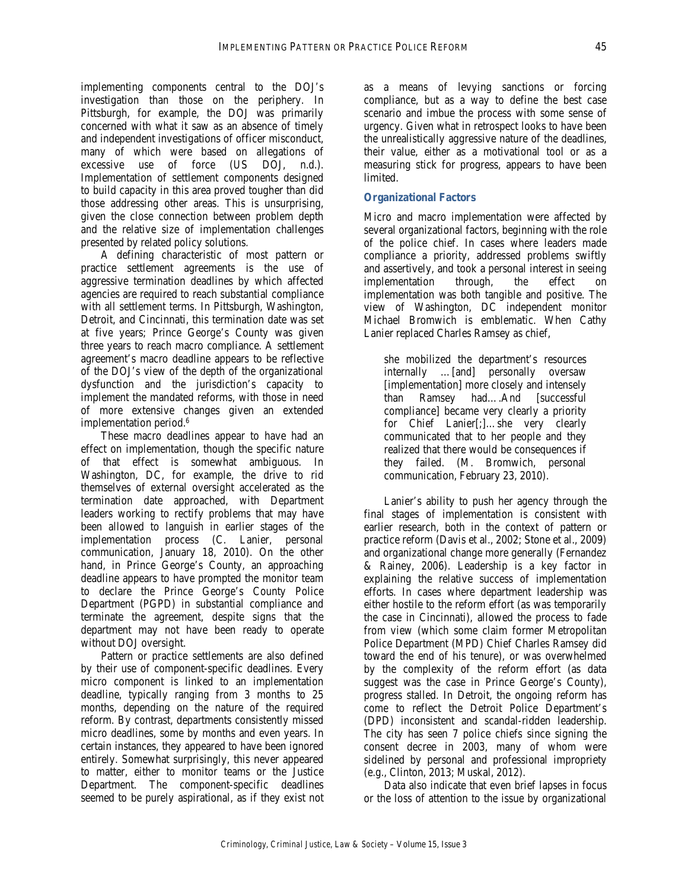implementing components central to the DOJ's investigation than those on the periphery. In Pittsburgh, for example, the DOJ was primarily concerned with what it saw as an absence of timely and independent investigations of officer misconduct, many of which were based on allegations of excessive use of force (US DOJ, n.d.). Implementation of settlement components designed to build capacity in this area proved tougher than did those addressing other areas. This is unsurprising, given the close connection between problem depth and the relative size of implementation challenges presented by related policy solutions.

A defining characteristic of most pattern or practice settlement agreements is the use of aggressive termination deadlines by which affected agencies are required to reach substantial compliance with all settlement terms. In Pittsburgh, Washington, Detroit, and Cincinnati, this termination date was set at five years; Prince George's County was given three years to reach macro compliance. A settlement agreement's macro deadline appears to be reflective of the DOJ's view of the depth of the organizational dysfunction and the jurisdiction's capacity to implement the mandated reforms, with those in need of more extensive changes given an extended implementation period.[6]

These macro deadlines appear to have had an effect on implementation, though the specific nature of that effect is somewhat ambiguous. In Washington, DC, for example, the drive to rid themselves of external oversight accelerated as the termination date approached, with Department leaders working to rectify problems that may have been allowed to languish in earlier stages of the implementation process (C. Lanier, personal communication, January 18, 2010). On the other hand, in Prince George's County, an approaching deadline appears to have prompted the monitor team to declare the Prince George's County Police Department (PGPD) in substantial compliance and terminate the agreement, despite signs that the department may not have been ready to operate without DOJ oversight.

Pattern or practice settlements are also defined by their use of component-specific deadlines. Every micro component is linked to an implementation deadline, typically ranging from 3 months to 25 months, depending on the nature of the required reform. By contrast, departments consistently missed micro deadlines, some by months and even years. In certain instances, they appeared to have been ignored entirely. Somewhat surprisingly, this never appeared to matter, either to monitor teams or the Justice Department. The component-specific deadlines seemed to be purely aspirational, as if they exist not as a means of levying sanctions or forcing compliance, but as a way to define the best case scenario and imbue the process with some sense of urgency. Given what in retrospect looks to have been the unrealistically aggressive nature of the deadlines, their value, either as a motivational tool or as a measuring stick for progress, appears to have been limited.

### Organizational Factors

Micro and macro implementation were affected by several organizational factors, beginning with the role of the police chief. In cases where leaders made compliance a priority, addressed problems swiftly and assertively, and took a personal interest in seeing implementation through, the effect on implementation was both tangible and positive. The view of Washington, DC independent monitor Michael Bromwich is emblematic. When Cathy Lanier replaced Charles Ramsey as chief,

> she mobilized the department's resources internally …[and] personally oversaw [implementation] more closely and intensely than Ramsey had….And [successful compliance] became very clearly a priority for Chief Lanier[;]…she very clearly communicated that to her people and they realized that there would be consequences if they failed. (M. Bromwich, personal communication, February 23, 2010).

Lanier's ability to push her agency through the final stages of implementation is consistent with earlier research, both in the context of pattern or practice reform (Davis et al., 2002; Stone et al., 2009) and organizational change more generally (Fernandez & Rainey, 2006). Leadership is a key factor in explaining the relative success of implementation efforts. In cases where department leadership was either hostile to the reform effort (as was temporarily the case in Cincinnati), allowed the process to fade from view (which some claim former Metropolitan Police Department (MPD) Chief Charles Ramsey did toward the end of his tenure), or was overwhelmed by the complexity of the reform effort (as data suggest was the case in Prince George's County), progress stalled. In Detroit, the ongoing reform has come to reflect the Detroit Police Department's (DPD) inconsistent and scandal-ridden leadership. The city has seen 7 police chiefs since signing the consent decree in 2003, many of whom were sidelined by personal and professional impropriety (e.g., Clinton, 2013; Muskal, 2012).

Data also indicate that even brief lapses in focus or the loss of attention to the issue by organizational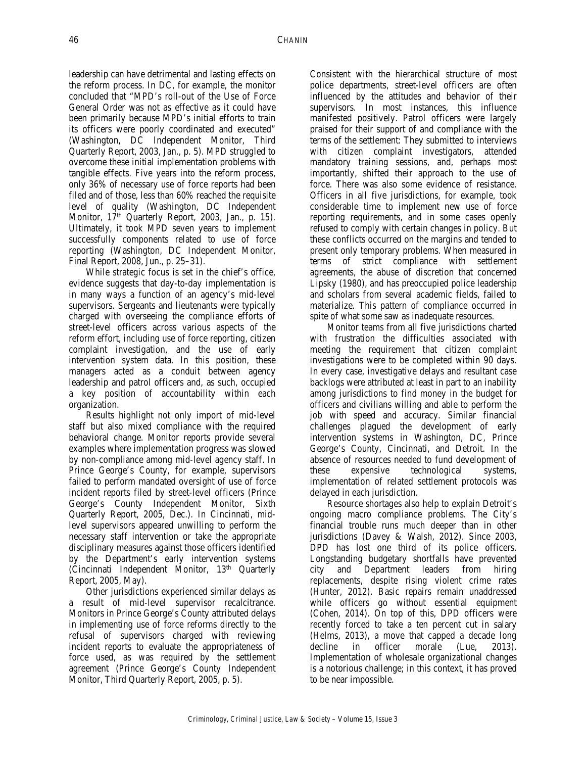leadership can have detrimental and lasting effects on the reform process. In DC, for example, the monitor concluded that "MPD's roll-out of the Use of Force General Order was not as effective as it could have been primarily because MPD's initial efforts to train its officers were poorly coordinated and executed" (Washington, DC Independent Monitor, Third Quarterly Report, 2003, Jan., p. 5). MPD struggled to overcome these initial implementation problems with tangible effects. Five years into the reform process, only 36% of necessary use of force reports had been filed and of those, less than 60% reached the requisite level of quality (Washington, DC Independent Monitor, 17th Quarterly Report, 2003, Jan., p. 15). Ultimately, it took MPD seven years to implement successfully components related to use of force reporting (Washington, DC Independent Monitor, Final Report, 2008, Jun., p. 25–31).

While strategic focus is set in the chief's office, evidence suggests that day-to-day implementation is in many ways a function of an agency's mid-level supervisors. Sergeants and lieutenants were typically charged with overseeing the compliance efforts of street-level officers across various aspects of the reform effort, including use of force reporting, citizen complaint investigation, and the use of early intervention system data. In this position, these managers acted as a conduit between agency leadership and patrol officers and, as such, occupied a key position of accountability within each organization.

Results highlight not only import of mid-level staff but also mixed compliance with the required behavioral change. Monitor reports provide several examples where implementation progress was slowed by non-compliance among mid-level agency staff. In Prince George's County, for example, supervisors failed to perform mandated oversight of use of force incident reports filed by street-level officers (Prince George's County Independent Monitor, Sixth Quarterly Report, 2005, Dec.). In Cincinnati, mid-level supervisors appeared unwilling to perform the necessary staff intervention or take the appropriate disciplinary measures against those officers identified by the Department's early intervention systems (Cincinnati Independent Monitor, 13th Quarterly Report, 2005, May).

Other jurisdictions experienced similar delays as a result of mid-level supervisor recalcitrance. Monitors in Prince George's County attributed delays in implementing use of force reforms directly to the refusal of supervisors charged with reviewing incident reports to evaluate the appropriateness of force used, as was required by the settlement agreement (Prince George's County Independent Monitor, Third Quarterly Report, 2005, p. 5).

Consistent with the hierarchical structure of most police departments, street-level officers are often influenced by the attitudes and behavior of their supervisors. In most instances, this influence manifested positively. Patrol officers were largely praised for their support of and compliance with the terms of the settlement: They submitted to interviews with citizen complaint investigators, attended mandatory training sessions, and, perhaps most importantly, shifted their approach to the use of force. There was also some evidence of resistance. Officers in all five jurisdictions, for example, took considerable time to implement new use of force reporting requirements, and in some cases openly refused to comply with certain changes in policy. But these conflicts occurred on the margins and tended to present only temporary problems. When measured in terms of strict compliance with settlement agreements, the abuse of discretion that concerned Lipsky (1980), and has preoccupied police leadership and scholars from several academic fields, failed to materialize. This pattern of compliance occurred in spite of what some saw as inadequate resources.

Monitor teams from all five jurisdictions charted with frustration the difficulties associated with meeting the requirement that citizen complaint investigations were to be completed within 90 days. In every case, investigative delays and resultant case backlogs were attributed at least in part to an inability among jurisdictions to find money in the budget for officers and civilians willing and able to perform the job with speed and accuracy. Similar financial challenges plagued the development of early intervention systems in Washington, DC, Prince George's County, Cincinnati, and Detroit. In the absence of resources needed to fund development of these expensive technological systems, implementation of related settlement protocols was delayed in each jurisdiction.

Resource shortages also help to explain Detroit's ongoing macro compliance problems. The City's financial trouble runs much deeper than in other jurisdictions (Davey & Walsh, 2012). Since 2003, DPD has lost one third of its police officers. Longstanding budgetary shortfalls have prevented city and Department leaders from hiring replacements, despite rising violent crime rates (Hunter, 2012). Basic repairs remain unaddressed while officers go without essential equipment (Cohen, 2014). On top of this, DPD officers were recently forced to take a ten percent cut in salary (Helms, 2013), a move that capped a decade long decline in officer morale (Lue, 2013). Implementation of wholesale organizational changes is a notorious challenge; in this context, it has proved to be near impossible.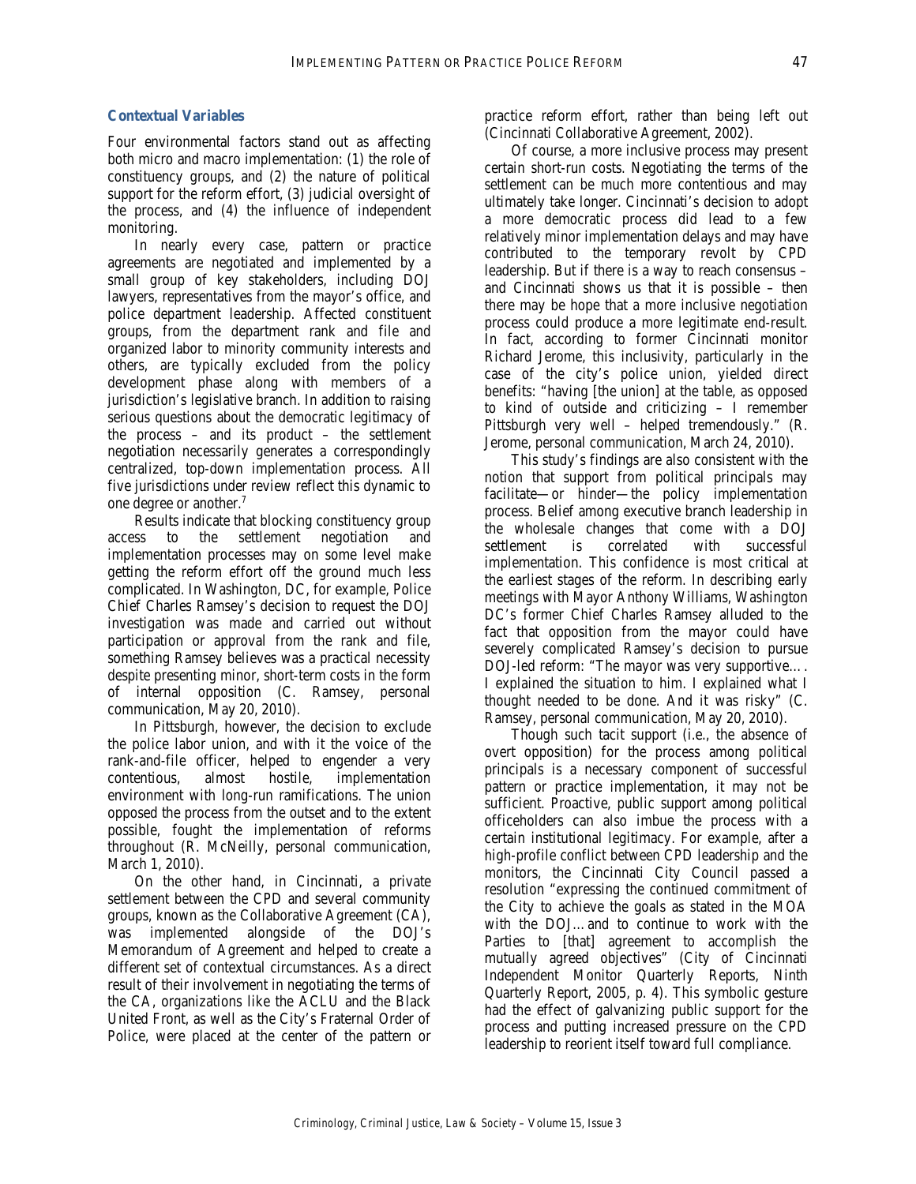### Contextual Variables

Four environmental factors stand out as affecting both micro and macro implementation: (1) the role of constituency groups, and (2) the nature of political support for the reform effort, (3) judicial oversight of the process, and (4) the influence of independent monitoring.

In nearly every case, pattern or practice agreements are negotiated and implemented by a small group of key stakeholders, including DOJ lawyers, representatives from the mayor's office, and police department leadership. Affected constituent groups, from the department rank and file and organized labor to minority community interests and others, are typically excluded from the policy development phase along with members of a jurisdiction's legislative branch. In addition to raising serious questions about the democratic legitimacy of the process – and its product – the settlement negotiation necessarily generates a correspondingly centralized, top-down implementation process. All five jurisdictions under review reflect this dynamic to one degree or another.[7]

Results indicate that blocking constituency group access to the settlement negotiation and implementation processes may on some level make getting the reform effort off the ground much less complicated. In Washington, DC, for example, Police Chief Charles Ramsey's decision to request the DOJ investigation was made and carried out without participation or approval from the rank and file, something Ramsey believes was a practical necessity despite presenting minor, short-term costs in the form of internal opposition (C. Ramsey, personal communication, May 20, 2010).

In Pittsburgh, however, the decision to exclude the police labor union, and with it the voice of the rank-and-file officer, helped to engender a very contentious, almost hostile, implementation environment with long-run ramifications. The union opposed the process from the outset and to the extent possible, fought the implementation of reforms throughout (R. McNeilly, personal communication, March 1, 2010).

On the other hand, in Cincinnati, a private settlement between the CPD and several community groups, known as the Collaborative Agreement (CA), was implemented alongside of the DOJ's Memorandum of Agreement and helped to create a different set of contextual circumstances. As a direct result of their involvement in negotiating the terms of the CA, organizations like the ACLU and the Black United Front, as well as the City's Fraternal Order of Police, were placed at the center of the pattern or practice reform effort, rather than being left out (Cincinnati Collaborative Agreement, 2002).

Of course, a more inclusive process may present certain short-run costs. Negotiating the terms of the settlement can be much more contentious and may ultimately take longer. Cincinnati's decision to adopt a more democratic process did lead to a few relatively minor implementation delays and may have contributed to the temporary revolt by CPD leadership. But if there is a way to reach consensus – and Cincinnati shows us that it is possible – then there may be hope that a more inclusive negotiation process could produce a more legitimate end-result. In fact, according to former Cincinnati monitor Richard Jerome, this inclusivity, particularly in the case of the city's police union, yielded direct benefits: "having [the union] at the table, as opposed to kind of outside and criticizing – I remember Pittsburgh very well – helped tremendously." (R. Jerome, personal communication, March 24, 2010).

This study's findings are also consistent with the notion that support from political principals may facilitate—or hinder—the policy implementation process. Belief among executive branch leadership in the wholesale changes that come with a DOJ settlement is correlated with successful implementation. This confidence is most critical at the earliest stages of the reform. In describing early meetings with Mayor Anthony Williams, Washington DC's former Chief Charles Ramsey alluded to the fact that opposition from the mayor could have severely complicated Ramsey's decision to pursue DOJ-led reform: "The mayor was very supportive…. I explained the situation to him. I explained what I thought needed to be done. And it was risky" (C. Ramsey, personal communication, May 20, 2010).

Though such tacit support (i.e., the absence of overt opposition) for the process among political principals is a necessary component of successful pattern or practice implementation, it may not be sufficient. Proactive, public support among political officeholders can also imbue the process with a certain institutional legitimacy. For example, after a high-profile conflict between CPD leadership and the monitors, the Cincinnati City Council passed a resolution "expressing the continued commitment of the City to achieve the goals as stated in the MOA with the DOJ…and to continue to work with the Parties to [that] agreement to accomplish the mutually agreed objectives" (City of Cincinnati Independent Monitor Quarterly Reports, Ninth Quarterly Report, 2005, p. 4). This symbolic gesture had the effect of galvanizing public support for the process and putting increased pressure on the CPD leadership to reorient itself toward full compliance.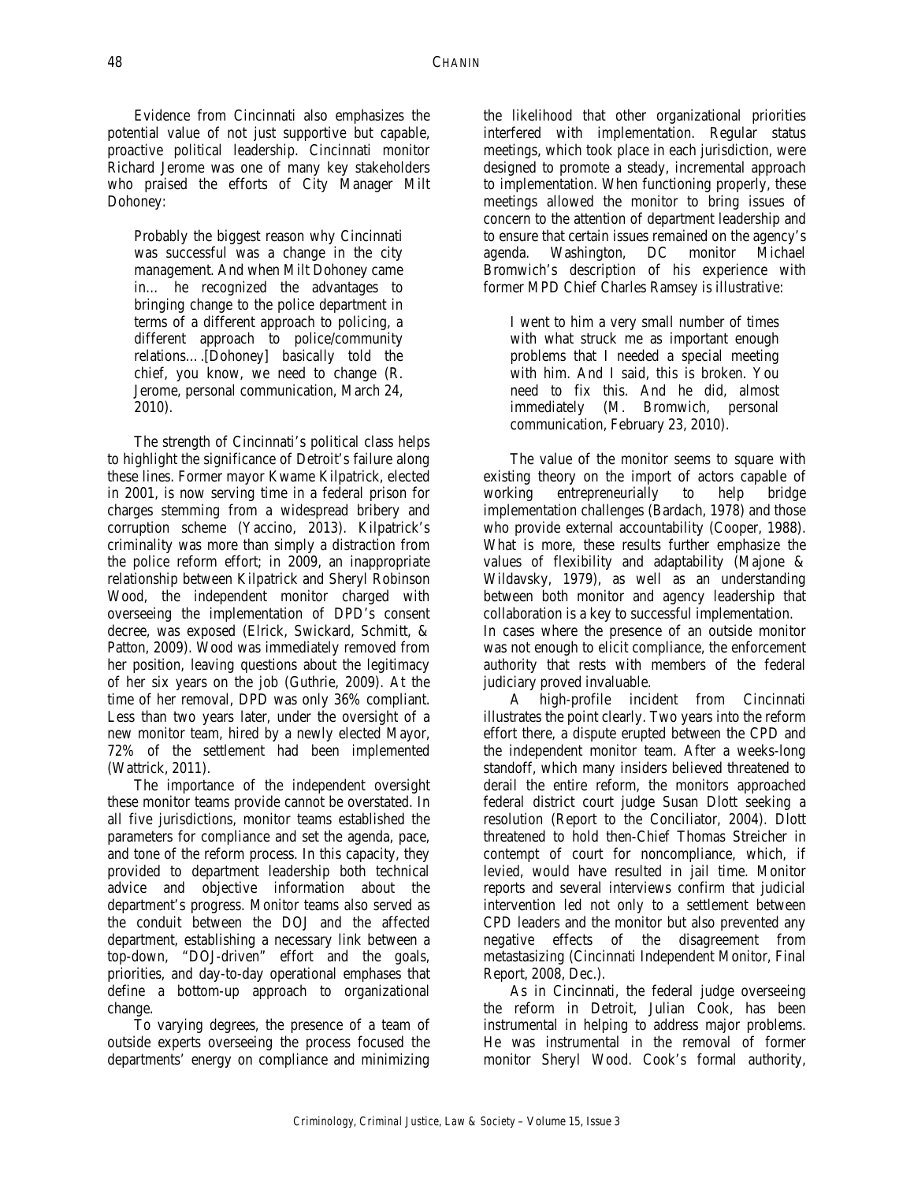Evidence from Cincinnati also emphasizes the potential value of not just supportive but capable, proactive political leadership. Cincinnati monitor Richard Jerome was one of many key stakeholders who praised the efforts of City Manager Milt Dohoney:

> Probably the biggest reason why Cincinnati was successful was a change in the city management. And when Milt Dohoney came in… he recognized the advantages to bringing change to the police department in terms of a different approach to policing, a different approach to police/community relations….[Dohoney] basically told the chief, you know, we need to change (R. Jerome, personal communication, March 24, 2010).

The strength of Cincinnati's political class helps to highlight the significance of Detroit's failure along these lines. Former mayor Kwame Kilpatrick, elected in 2001, is now serving time in a federal prison for charges stemming from a widespread bribery and corruption scheme (Yaccino, 2013). Kilpatrick's criminality was more than simply a distraction from the police reform effort; in 2009, an inappropriate relationship between Kilpatrick and Sheryl Robinson Wood, the independent monitor charged with overseeing the implementation of DPD's consent decree, was exposed (Elrick, Swickard, Schmitt, & Patton, 2009). Wood was immediately removed from her position, leaving questions about the legitimacy of her six years on the job (Guthrie, 2009). At the time of her removal, DPD was only 36% compliant. Less than two years later, under the oversight of a new monitor team, hired by a newly elected Mayor, 72% of the settlement had been implemented (Wattrick, 2011).

The importance of the independent oversight these monitor teams provide cannot be overstated. In all five jurisdictions, monitor teams established the parameters for compliance and set the agenda, pace, and tone of the reform process. In this capacity, they provided to department leadership both technical advice and objective information about the department's progress. Monitor teams also served as the conduit between the DOJ and the affected department, establishing a necessary link between a top-down, "DOJ-driven" effort and the goals, priorities, and day-to-day operational emphases that define a bottom-up approach to organizational change.

To varying degrees, the presence of a team of outside experts overseeing the process focused the departments' energy on compliance and minimizing the likelihood that other organizational priorities interfered with implementation. Regular status meetings, which took place in each jurisdiction, were designed to promote a steady, incremental approach to implementation. When functioning properly, these meetings allowed the monitor to bring issues of concern to the attention of department leadership and to ensure that certain issues remained on the agency's agenda. Washington, DC monitor Michael Bromwich's description of his experience with former MPD Chief Charles Ramsey is illustrative:

> I went to him a very small number of times with what struck me as important enough problems that I needed a special meeting with him. And I said, this is broken. You need to fix this. And he did, almost immediately (M. Bromwich, personal communication, February 23, 2010).

The value of the monitor seems to square with existing theory on the import of actors capable of working entrepreneurially to help bridge implementation challenges (Bardach, 1978) and those who provide external accountability (Cooper, 1988). What is more, these results further emphasize the values of flexibility and adaptability (Majone & Wildavsky, 1979), as well as an understanding between both monitor and agency leadership that collaboration is a key to successful implementation.

In cases where the presence of an outside monitor was not enough to elicit compliance, the enforcement authority that rests with members of the federal judiciary proved invaluable.

A high-profile incident from Cincinnati illustrates the point clearly. Two years into the reform effort there, a dispute erupted between the CPD and the independent monitor team. After a weeks-long standoff, which many insiders believed threatened to derail the entire reform, the monitors approached federal district court judge Susan Dlott seeking a resolution (Report to the Conciliator, 2004). Dlott threatened to hold then-Chief Thomas Streicher in contempt of court for noncompliance, which, if levied, would have resulted in jail time. Monitor reports and several interviews confirm that judicial intervention led not only to a settlement between CPD leaders and the monitor but also prevented any negative effects of the disagreement from metastasizing (Cincinnati Independent Monitor, Final Report, 2008, Dec.).

As in Cincinnati, the federal judge overseeing the reform in Detroit, Julian Cook, has been instrumental in helping to address major problems. He was instrumental in the removal of former monitor Sheryl Wood. Cook's formal authority,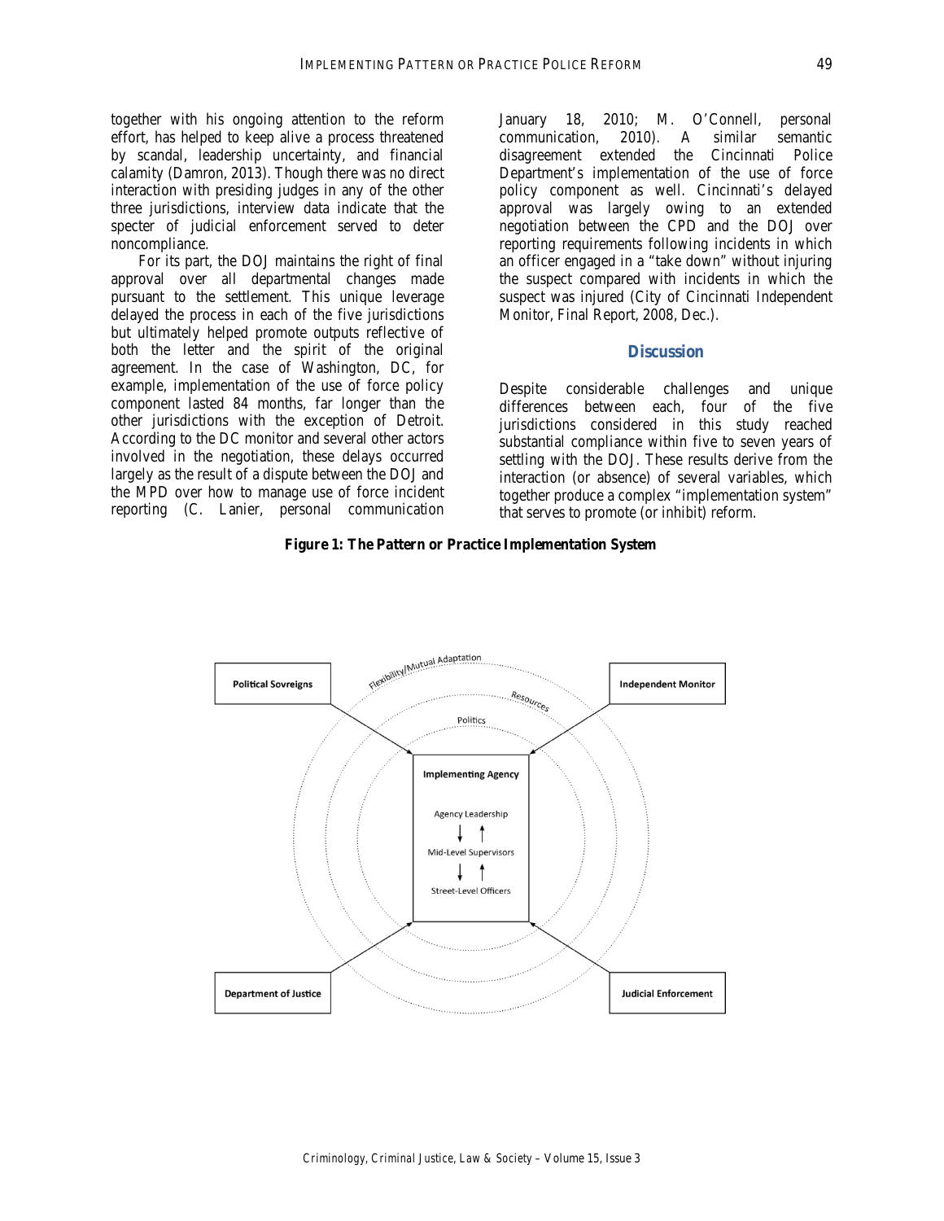together with his ongoing attention to the reform effort, has helped to keep alive a process threatened by scandal, leadership uncertainty, and financial calamity (Damron, 2013). Though there was no direct interaction with presiding judges in any of the other three jurisdictions, interview data indicate that the specter of judicial enforcement served to deter noncompliance.

For its part, the DOJ maintains the right of final approval over all departmental changes made pursuant to the settlement. This unique leverage delayed the process in each of the five jurisdictions but ultimately helped promote outputs reflective of both the letter and the spirit of the original agreement. In the case of Washington, DC, for example, implementation of the use of force policy component lasted 84 months, far longer than the other jurisdictions with the exception of Detroit. According to the DC monitor and several other actors involved in the negotiation, these delays occurred largely as the result of a dispute between the DOJ and the MPD over how to manage use of force incident reporting (C. Lanier, personal communication January 18, 2010; M. O'Connell, personal communication, 2010). A similar semantic disagreement extended the Cincinnati Police Department's implementation of the use of force policy component as well. Cincinnati's delayed approval was largely owing to an extended negotiation between the CPD and the DOJ over reporting requirements following incidents in which an officer engaged in a "take down" without injuring the suspect compared with incidents in which the suspect was injured (City of Cincinnati Independent Monitor, Final Report, 2008, Dec.).

## Discussion

Despite considerable challenges and unique differences between each, four of the five jurisdictions considered in this study reached substantial compliance within five to seven years of settling with the DOJ. These results derive from the interaction (or absence) of several variables, which together produce a complex "implementation system" that serves to promote (or inhibit) reform.

**Figure 1: The Pattern or Practice Implementation System**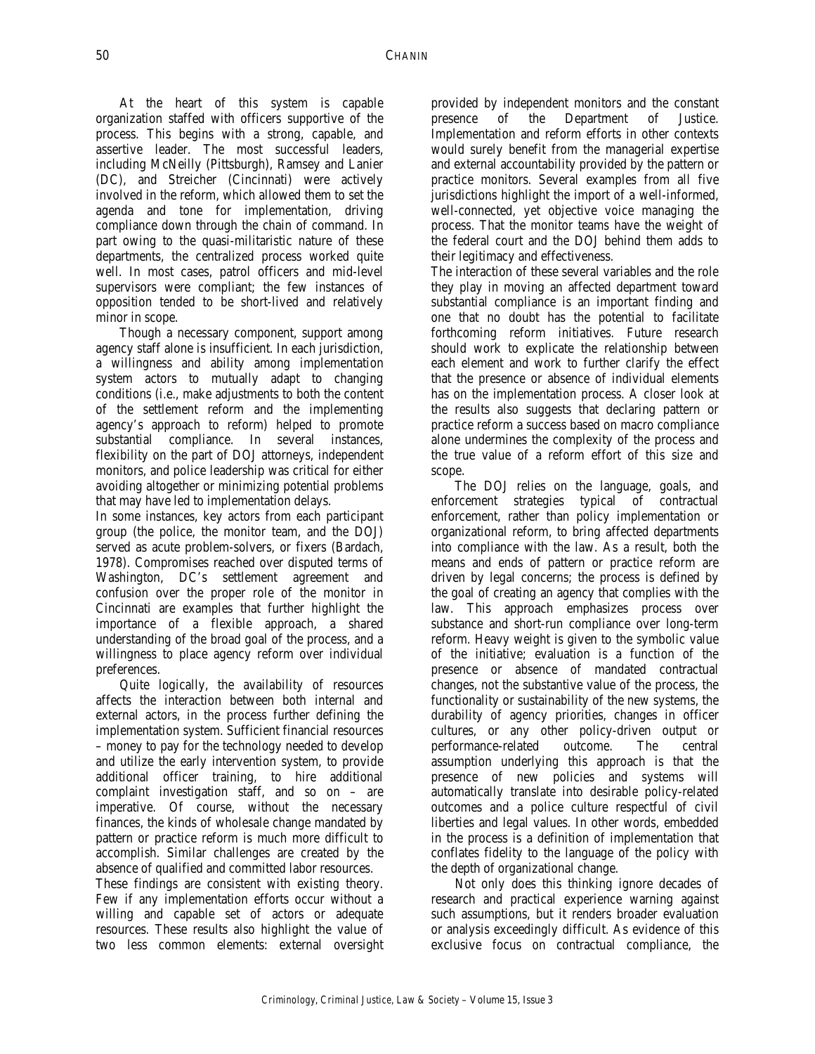At the heart of this system is capable organization staffed with officers supportive of the process. This begins with a strong, capable, and assertive leader. The most successful leaders, including McNeilly (Pittsburgh), Ramsey and Lanier (DC), and Streicher (Cincinnati) were actively involved in the reform, which allowed them to set the agenda and tone for implementation, driving compliance down through the chain of command. In part owing to the quasi-militaristic nature of these departments, the centralized process worked quite well. In most cases, patrol officers and mid-level supervisors were compliant; the few instances of opposition tended to be short-lived and relatively minor in scope.

Though a necessary component, support among agency staff alone is insufficient. In each jurisdiction, a willingness and ability among implementation system actors to mutually adapt to changing conditions (i.e., make adjustments to both the content of the settlement reform and the implementing agency's approach to reform) helped to promote substantial compliance. In several instances, flexibility on the part of DOJ attorneys, independent monitors, and police leadership was critical for either avoiding altogether or minimizing potential problems that may have led to implementation delays.

In some instances, key actors from each participant group (the police, the monitor team, and the DOJ) served as acute problem-solvers, or fixers (Bardach, 1978). Compromises reached over disputed terms of Washington, DC's settlement agreement and confusion over the proper role of the monitor in Cincinnati are examples that further highlight the importance of a flexible approach, a shared understanding of the broad goal of the process, and a willingness to place agency reform over individual preferences.

Quite logically, the availability of resources affects the interaction between both internal and external actors, in the process further defining the implementation system. Sufficient financial resources – money to pay for the technology needed to develop and utilize the early intervention system, to provide additional officer training, to hire additional complaint investigation staff, and so on – are imperative. Of course, without the necessary finances, the kinds of wholesale change mandated by pattern or practice reform is much more difficult to accomplish. Similar challenges are created by the absence of qualified and committed labor resources.

These findings are consistent with existing theory. Few if any implementation efforts occur without a willing and capable set of actors or adequate resources. These results also highlight the value of two less common elements: external oversight provided by independent monitors and the constant presence of the Department of Justice. Implementation and reform efforts in other contexts would surely benefit from the managerial expertise and external accountability provided by the pattern or practice monitors. Several examples from all five jurisdictions highlight the import of a well-informed, well-connected, yet objective voice managing the process. That the monitor teams have the weight of the federal court and the DOJ behind them adds to their legitimacy and effectiveness.

The interaction of these several variables and the role they play in moving an affected department toward substantial compliance is an important finding and one that no doubt has the potential to facilitate forthcoming reform initiatives. Future research should work to explicate the relationship between each element and work to further clarify the effect that the presence or absence of individual elements has on the implementation process. A closer look at the results also suggests that declaring pattern or practice reform a success based on macro compliance alone undermines the complexity of the process and the true value of a reform effort of this size and scope.

The DOJ relies on the language, goals, and enforcement strategies typical of contractual enforcement, rather than policy implementation or organizational reform, to bring affected departments into compliance with the law. As a result, both the means and ends of pattern or practice reform are driven by legal concerns; the process is defined by the goal of creating an agency that complies with the law. This approach emphasizes process over substance and short-run compliance over long-term reform. Heavy weight is given to the symbolic value of the initiative; evaluation is a function of the presence or absence of mandated contractual changes, not the substantive value of the process, the functionality or sustainability of the new systems, the durability of agency priorities, changes in officer cultures, or any other policy-driven output or performance-related outcome. The central assumption underlying this approach is that the presence of new policies and systems will automatically translate into desirable policy-related outcomes and a police culture respectful of civil liberties and legal values. In other words, embedded in the process is a definition of implementation that conflates fidelity to the language of the policy with the depth of organizational change.

Not only does this thinking ignore decades of research and practical experience warning against such assumptions, but it renders broader evaluation or analysis exceedingly difficult. As evidence of this exclusive focus on contractual compliance, the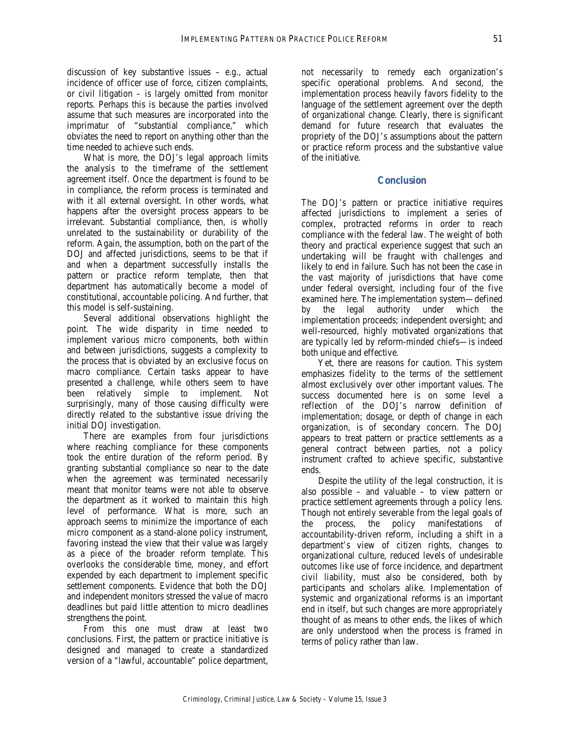discussion of key substantive issues – e.g., actual incidence of officer use of force, citizen complaints, or civil litigation – is largely omitted from monitor reports. Perhaps this is because the parties involved assume that such measures are incorporated into the imprimatur of "substantial compliance," which obviates the need to report on anything other than the time needed to achieve such ends.

What is more, the DOJ's legal approach limits the analysis to the timeframe of the settlement agreement itself. Once the department is found to be in compliance, the reform process is terminated and with it all external oversight. In other words, what happens after the oversight process appears to be irrelevant. Substantial compliance, then, is wholly unrelated to the sustainability or durability of the reform. Again, the assumption, both on the part of the DOJ and affected jurisdictions, seems to be that if and when a department successfully installs the pattern or practice reform template, then that department has automatically become a model of constitutional, accountable policing. And further, that this model is self-sustaining.

Several additional observations highlight the point. The wide disparity in time needed to implement various micro components, both within and between jurisdictions, suggests a complexity to the process that is obviated by an exclusive focus on macro compliance. Certain tasks appear to have presented a challenge, while others seem to have been relatively simple to implement. Not surprisingly, many of those causing difficulty were directly related to the substantive issue driving the initial DOJ investigation.

There are examples from four jurisdictions where reaching compliance for these components took the entire duration of the reform period. By granting substantial compliance so near to the date when the agreement was terminated necessarily meant that monitor teams were not able to observe the department as it worked to maintain this high level of performance. What is more, such an approach seems to minimize the importance of each micro component as a stand-alone policy instrument, favoring instead the view that their value was largely as a piece of the broader reform template. This overlooks the considerable time, money, and effort expended by each department to implement specific settlement components. Evidence that both the DOJ and independent monitors stressed the value of macro deadlines but paid little attention to micro deadlines strengthens the point.

From this one must draw at least two conclusions. First, the pattern or practice initiative is designed and managed to create a standardized version of a "lawful, accountable" police department, not necessarily to remedy each organization's specific operational problems. And second, the implementation process heavily favors fidelity to the language of the settlement agreement over the depth of organizational change. Clearly, there is significant demand for future research that evaluates the propriety of the DOJ's assumptions about the pattern or practice reform process and the substantive value of the initiative.

## Conclusion

The DOJ's pattern or practice initiative requires affected jurisdictions to implement a series of complex, protracted reforms in order to reach compliance with the federal law. The weight of both theory and practical experience suggest that such an undertaking will be fraught with challenges and likely to end in failure. Such has not been the case in the vast majority of jurisdictions that have come under federal oversight, including four of the five examined here. The implementation system—defined by the legal authority under which the implementation proceeds; independent oversight; and well-resourced, highly motivated organizations that are typically led by reform-minded chiefs—is indeed both unique and effective.

Yet, there are reasons for caution. This system emphasizes fidelity to the terms of the settlement almost exclusively over other important values. The success documented here is on some level a reflection of the DOJ's narrow definition of implementation; dosage, or depth of change in each organization, is of secondary concern. The DOJ appears to treat pattern or practice settlements as a general contract between parties, not a policy instrument crafted to achieve specific, substantive ends.

Despite the utility of the legal construction, it is also possible – and valuable – to view pattern or practice settlement agreements through a policy lens. Though not entirely severable from the legal goals of the process, the policy manifestations of accountability-driven reform, including a shift in a department's view of citizen rights, changes to organizational culture, reduced levels of undesirable outcomes like use of force incidence, and department civil liability, must also be considered, both by participants and scholars alike. Implementation of systemic and organizational reforms is an important end in itself, but such changes are more appropriately thought of as means to other ends, the likes of which are only understood when the process is framed in terms of policy rather than law.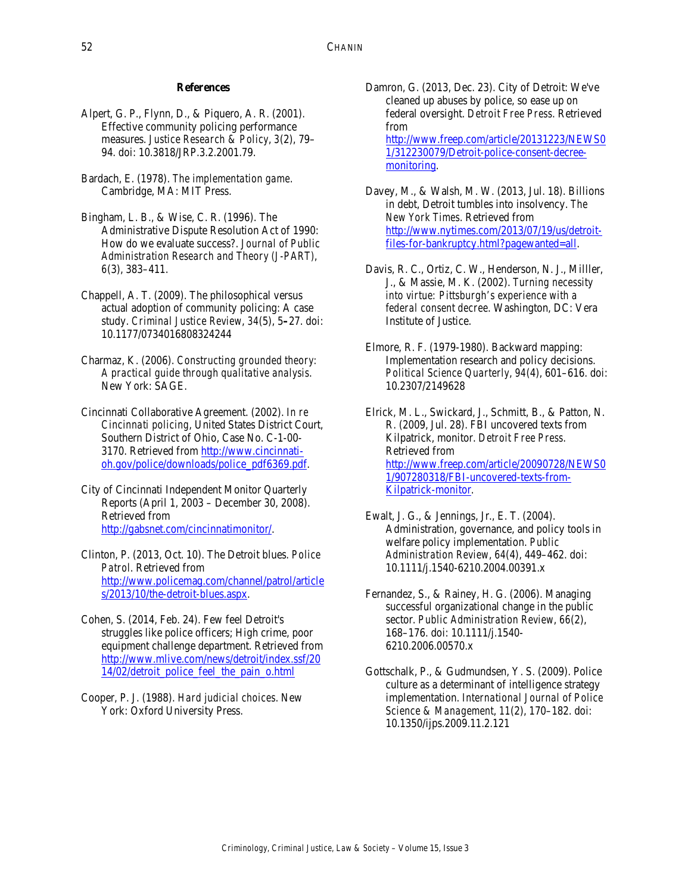## References

Alpert, G. P., Flynn, D., & Piquero, A. R. (2001). Effective community policing performance measures. *Justice Research & Policy*, 3(2), 79–94. doi: 10.3818/JRP.3.2.2001.79.

Bardach, E. (1978). *The implementation game*. Cambridge, MA: MIT Press.

Bingham, L. B., & Wise, C. R. (1996). The Administrative Dispute Resolution Act of 1990: How do we evaluate success?. *Journal of Public Administration Research and Theory (J-PART)*, 6(3), 383–411.

Chappell, A. T. (2009). The philosophical versus actual adoption of community policing: A case study. *Criminal Justice Review*, 34(5), 5–27. doi: 10.1177/0734016808324244

Charmaz, K. (2006). *Constructing grounded theory: A practical guide through qualitative analysis*. New York: SAGE.

Cincinnati Collaborative Agreement. (2002). *In re Cincinnati policing*, United States District Court, Southern District of Ohio, Case No. C-1-00-3170. Retrieved from http://www.cincinnati-oh.gov/police/downloads/police_pdf6369.pdf.

City of Cincinnati Independent Monitor Quarterly Reports (April 1, 2003 – December 30, 2008). Retrieved from http://gabsnet.com/cincinnatimonitor/.

Clinton, P. (2013, Oct. 10). The Detroit blues. *Police Patrol*. Retrieved from http://www.policemag.com/channel/patrol/articles/2013/10/the-detroit-blues.aspx.

Cohen, S. (2014, Feb. 24). Few feel Detroit's struggles like police officers; High crime, poor equipment challenge department. Retrieved from http://www.mlive.com/news/detroit/index.ssf/2014/02/detroit_police_feel_the_pain_o.html

Cooper, P. J. (1988). *Hard judicial choices*. New York: Oxford University Press.

Damron, G. (2013, Dec. 23). City of Detroit: We've cleaned up abuses by police, so ease up on federal oversight. *Detroit Free Press*. Retrieved from http://www.freep.com/article/20131223/NEWS01/312230079/Detroit-police-consent-decree-monitoring.

Davey, M., & Walsh, M. W. (2013, Jul. 18). Billions in debt, Detroit tumbles into insolvency. *The New York Times*. Retrieved from http://www.nytimes.com/2013/07/19/us/detroit-files-for-bankruptcy.html?pagewanted=all.

Davis, R. C., Ortiz, C. W., Henderson, N. J., Milller, J., & Massie, M. K. (2002). *Turning necessity into virtue: Pittsburgh's experience with a federal consent decree*. Washington, DC: Vera Institute of Justice.

Elmore, R. F. (1979-1980). Backward mapping: Implementation research and policy decisions. *Political Science Quarterly*, 94(4), 601–616. doi: 10.2307/2149628

Elrick, M. L., Swickard, J., Schmitt, B., & Patton, N. R. (2009, Jul. 28). FBI uncovered texts from Kilpatrick, monitor. *Detroit Free Press*. Retrieved from http://www.freep.com/article/20090728/NEWS01/907280318/FBI-uncovered-texts-from-Kilpatrick-monitor.

Ewalt, J. G., & Jennings, Jr., E. T. (2004). Administration, governance, and policy tools in welfare policy implementation. *Public Administration Review*, 64(4), 449–462. doi: 10.1111/j.1540-6210.2004.00391.x

Fernandez, S., & Rainey, H. G. (2006). Managing successful organizational change in the public sector. *Public Administration Review*, 66(2), 168–176. doi: 10.1111/j.1540-6210.2006.00570.x

Gottschalk, P., & Gudmundsen, Y. S. (2009). Police culture as a determinant of intelligence strategy implementation. *International Journal of Police Science & Management*, 11(2), 170–182. doi: 10.1350/ijps.2009.11.2.121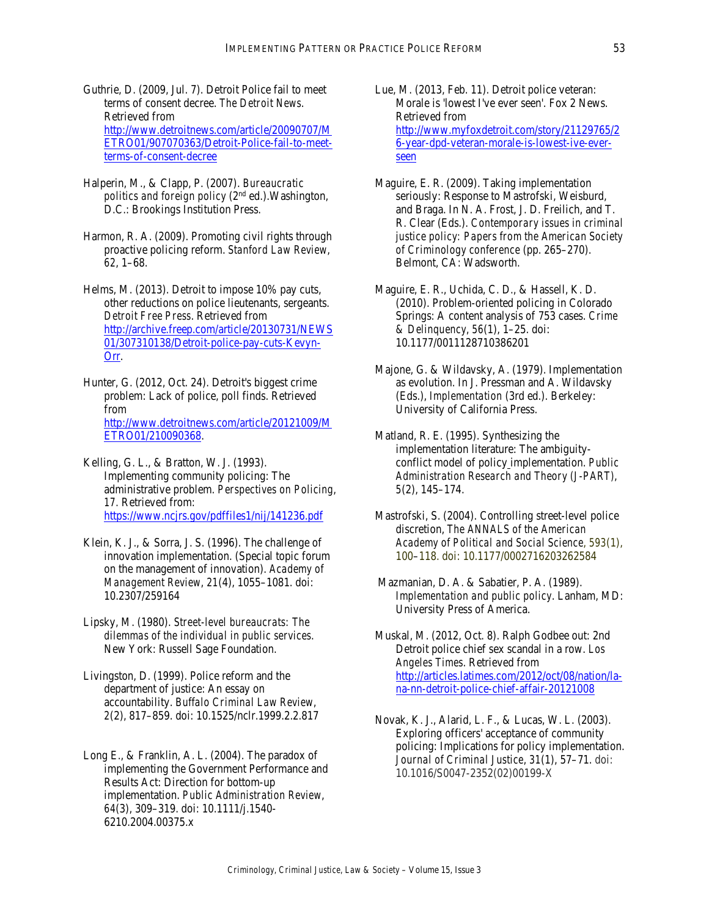Guthrie, D. (2009, Jul. 7). Detroit Police fail to meet terms of consent decree. *The Detroit News*. Retrieved from http://www.detroitnews.com/article/20090707/METRO01/907070363/Detroit-Police-fail-to-meet-terms-of-consent-decree

Halperin, M., & Clapp, P. (2007). *Bureaucratic politics and foreign policy* (2nd ed.).Washington, D.C.: Brookings Institution Press.

Harmon, R. A. (2009). Promoting civil rights through proactive policing reform. *Stanford Law Review*, *62*, 1–68.

Helms, M. (2013). Detroit to impose 10% pay cuts, other reductions on police lieutenants, sergeants. *Detroit Free Press*. Retrieved from http://archive.freep.com/article/20130731/NEWS01/307310138/Detroit-police-pay-cuts-Kevyn-Orr.

Hunter, G. (2012, Oct. 24). Detroit's biggest crime problem: Lack of police, poll finds. Retrieved from http://www.detroitnews.com/article/20121009/METRO01/210090368.

Kelling, G. L., & Bratton, W. J. (1993). Implementing community policing: The administrative problem. *Perspectives on Policing*, 17. Retrieved from: https://www.ncjrs.gov/pdffiles1/nij/141236.pdf

Klein, K. J., & Sorra, J. S. (1996). The challenge of innovation implementation. (Special topic forum on the management of innovation). *Academy of Management Review*, *21*(4), 1055–1081. doi: 10.2307/259164

Lipsky, M. (1980). *Street-level bureaucrats: The dilemmas of the individual in public services*. New York: Russell Sage Foundation.

Livingston, D. (1999). Police reform and the department of justice: An essay on accountability. *Buffalo Criminal Law Review*, *2*(2), 817–859. doi: 10.1525/nclr.1999.2.2.817

Long E., & Franklin, A. L. (2004). The paradox of implementing the Government Performance and Results Act: Direction for bottom-up implementation. *Public Administration Review*, *64*(3), 309–319. doi: 10.1111/j.1540-6210.2004.00375.x

Lue, M. (2013, Feb. 11). Detroit police veteran: Morale is 'lowest I've ever seen'. Fox 2 News. Retrieved from http://www.myfoxdetroit.com/story/21129765/26-year-dpd-veteran-morale-is-lowest-ive-ever-seen

Maguire, E. R. (2009). Taking implementation seriously: Response to Mastrofski, Weisburd, and Braga. In N. A. Frost, J. D. Freilich, and T. R. Clear (Eds.). *Contemporary issues in criminal justice policy: Papers from the American Society of Criminology conference* (pp. 265–270). Belmont, CA: Wadsworth.

Maguire, E. R., Uchida, C. D., & Hassell, K. D. (2010). Problem-oriented policing in Colorado Springs: A content analysis of 753 cases. *Crime & Delinquency*, *56*(1), 1–25. doi: 10.1177/0011128710386201

Majone, G. & Wildavsky, A. (1979). Implementation as evolution. In J. Pressman and A. Wildavsky (Eds.), *Implementation* (3rd ed.). Berkeley: University of California Press.

Matland, R. E. (1995). Synthesizing the implementation literature: The ambiguity-conflict model of policy implementation. *Public Administration Research and Theory (J-PART)*, *5*(2), 145–174.

Mastrofski, S. (2004). Controlling street-level police discretion, *The ANNALS of the American Academy of Political and Social Science*, *593*(1), 100–118. doi: 10.1177/0002716203262584

Mazmanian, D. A. & Sabatier, P. A. (1989). *Implementation and public policy*. Lanham, MD: University Press of America.

Muskal, M. (2012, Oct. 8). Ralph Godbee out: 2nd Detroit police chief sex scandal in a row. *Los Angeles Times*. Retrieved from http://articles.latimes.com/2012/oct/08/nation/la-na-nn-detroit-police-chief-affair-20121008

Novak, K. J., Alarid, L. F., & Lucas, W. L. (2003). Exploring officers' acceptance of community policing: Implications for policy implementation. *Journal of Criminal Justice*, *31*(1), 57–71. doi: 10.1016/S0047-2352(02)00199-X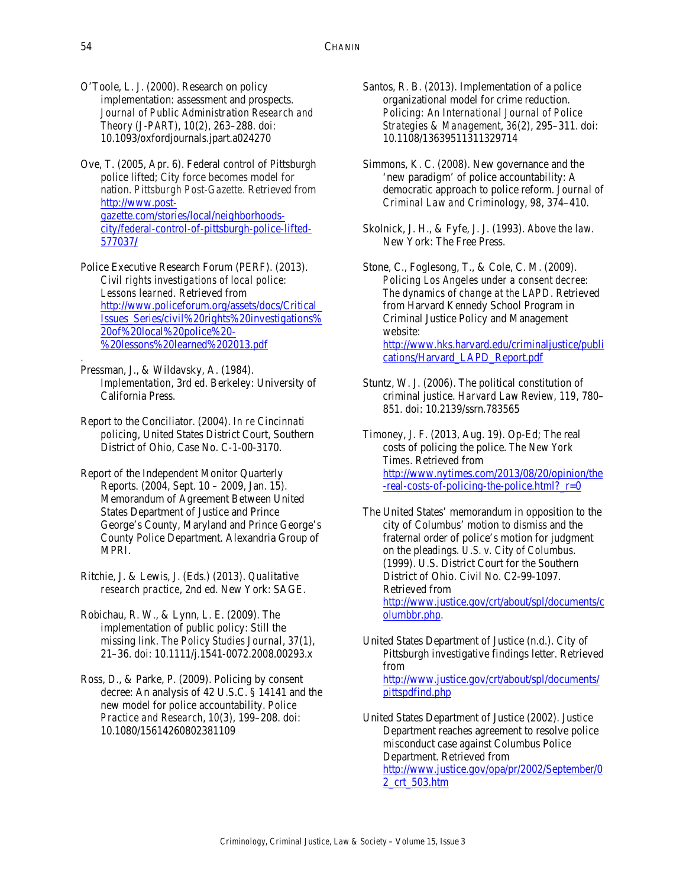O'Toole, L. J. (2000). Research on policy implementation: assessment and prospects. *Journal of Public Administration Research and Theory (J-PART)*, *10*(2), 263–288. doi: 10.1093/oxfordjournals.jpart.a024270

Ove, T. (2005, Apr. 6). Federal control of Pittsburgh police lifted; City force becomes model for nation. *Pittsburgh Post-Gazette*. Retrieved from http://www.post-gazette.com/stories/local/neighborhoods-city/federal-control-of-pittsburgh-police-lifted-577037/

Police Executive Research Forum (PERF). (2013). *Civil rights investigations of local police: Lessons learned*. Retrieved from http://www.policeforum.org/assets/docs/Critical_Issues_Series/civil%20rights%20investigations%20of%20local%20police%20-%20lessons%20learned%202013.pdf

Pressman, J., & Wildavsky, A. (1984). *Implementation*, 3rd ed. Berkeley: University of California Press.

Report to the Conciliator. (2004). *In re Cincinnati policing*, United States District Court, Southern District of Ohio, Case No. C-1-00-3170.

Report of the Independent Monitor Quarterly Reports. (2004, Sept. 10 – 2009, Jan. 15). Memorandum of Agreement Between United States Department of Justice and Prince George's County, Maryland and Prince George's County Police Department. Alexandria Group of MPRI.

Ritchie, J. & Lewis, J. (Eds.) (2013). *Qualitative research practice*, 2nd ed. New York: SAGE.

Robichau, R. W., & Lynn, L. E. (2009). The implementation of public policy: Still the missing link. *The Policy Studies Journal*, *37*(1), 21–36. doi: 10.1111/j.1541-0072.2008.00293.x

Ross, D., & Parke, P. (2009). Policing by consent decree: An analysis of 42 U.S.C. § 14141 and the new model for police accountability. *Police Practice and Research*, *10*(3), 199–208. doi: 10.1080/15614260802381109

Santos, R. B. (2013). Implementation of a police organizational model for crime reduction. *Policing: An International Journal of Police Strategies & Management*, *36*(2), 295–311. doi: 10.1108/13639511311329714

Simmons, K. C. (2008). New governance and the 'new paradigm' of police accountability: A democratic approach to police reform. *Journal of Criminal Law and Criminology*, *98*, 374–410.

Skolnick, J. H., & Fyfe, J. J. (1993). *Above the law*. New York: The Free Press.

Stone, C., Foglesong, T., & Cole, C. M. (2009). *Policing Los Angeles under a consent decree: The dynamics of change at the LAPD*. Retrieved from Harvard Kennedy School Program in Criminal Justice Policy and Management website: http://www.hks.harvard.edu/criminaljustice/publications/Harvard_LAPD_Report.pdf

Stuntz, W. J. (2006). The political constitution of criminal justice. *Harvard Law Review*, *119*, 780–851. doi: 10.2139/ssrn.783565

Timoney, J. F. (2013, Aug. 19). Op-Ed; The real costs of policing the police. *The New York Times*. Retrieved from http://www.nytimes.com/2013/08/20/opinion/the-real-costs-of-policing-the-police.html?_r=0

The United States' memorandum in opposition to the city of Columbus' motion to dismiss and the fraternal order of police's motion for judgment on the pleadings. *U.S. v. City of Columbus*. (1999). U.S. District Court for the Southern District of Ohio. Civil No. C2-99-1097. Retrieved from http://www.justice.gov/crt/about/spl/documents/columbbr.php.

United States Department of Justice (n.d.). City of Pittsburgh investigative findings letter. Retrieved from http://www.justice.gov/crt/about/spl/documents/pittspdfind.php

United States Department of Justice (2002). Justice Department reaches agreement to resolve police misconduct case against Columbus Police Department. Retrieved from http://www.justice.gov/opa/pr/2002/September/02_crt_503.htm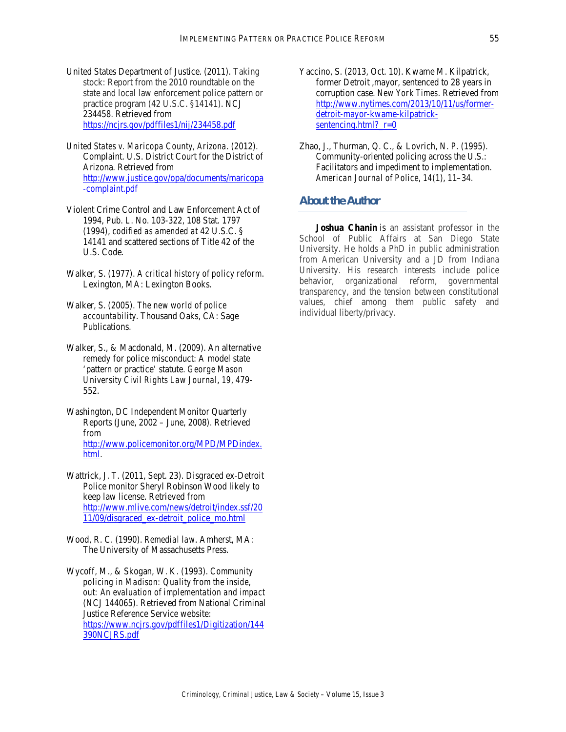United States Department of Justice. (2011). *Taking stock: Report from the 2010 roundtable on the state and local law enforcement police pattern or practice program (42 U.S.C. §14141)*. NCJ 234458. Retrieved from https://ncjrs.gov/pdffiles1/nij/234458.pdf

*United States v. Maricopa County, Arizona*. (2012). Complaint. U.S. District Court for the District of Arizona. Retrieved from http://www.justice.gov/opa/documents/maricopa-complaint.pdf

Violent Crime Control and Law Enforcement Act of 1994, Pub. L. No. 103-322, 108 Stat. 1797 (1994), *codified as amended at* 42 U.S.C. § 14141 and scattered sections of Title 42 of the U.S. Code.

Walker, S. (1977). *A critical history of policy reform*. Lexington, MA: Lexington Books.

Walker, S. (2005). *The new world of police accountability*. Thousand Oaks, CA: Sage Publications.

Walker, S., & Macdonald, M. (2009). An alternative remedy for police misconduct: A model state 'pattern or practice' statute. *George Mason University Civil Rights Law Journal*, *19*, 479-552.

Washington, DC Independent Monitor Quarterly Reports (June, 2002 – June, 2008). Retrieved from http://www.policemonitor.org/MPD/MPDindex.html.

Wattrick, J. T. (2011, Sept. 23). Disgraced ex-Detroit Police monitor Sheryl Robinson Wood likely to keep law license. Retrieved from http://www.mlive.com/news/detroit/index.ssf/2011/09/disgraced_ex-detroit_police_mo.html

Wood, R. C. (1990). *Remedial law*. Amherst, MA: The University of Massachusetts Press.

Wycoff, M., & Skogan, W. K. (1993). *Community policing in Madison: Quality from the inside, out: An evaluation of implementation and impact* (NCJ 144065). Retrieved from National Criminal Justice Reference Service website: https://www.ncjrs.gov/pdffiles1/Digitization/144390NCJRS.pdf

Yaccino, S. (2013, Oct. 10). Kwame M. Kilpatrick, former Detroit ,mayor, sentenced to 28 years in corruption case. *New York Times*. Retrieved from http://www.nytimes.com/2013/10/11/us/former-detroit-mayor-kwame-kilpatrick-sentencing.html?_r=0

Zhao, J., Thurman, Q. C., & Lovrich, N. P. (1995). Community-oriented policing across the U.S.: Facilitators and impediment to implementation. *American Journal of Police*, *14*(1), 11–34.

## About the Author

**Joshua Chanin** is an assistant professor in the School of Public Affairs at San Diego State University. He holds a PhD in public administration from American University and a JD from Indiana University. His research interests include police behavior, organizational reform, governmental transparency, and the tension between constitutional values, chief among them public safety and individual liberty/privacy.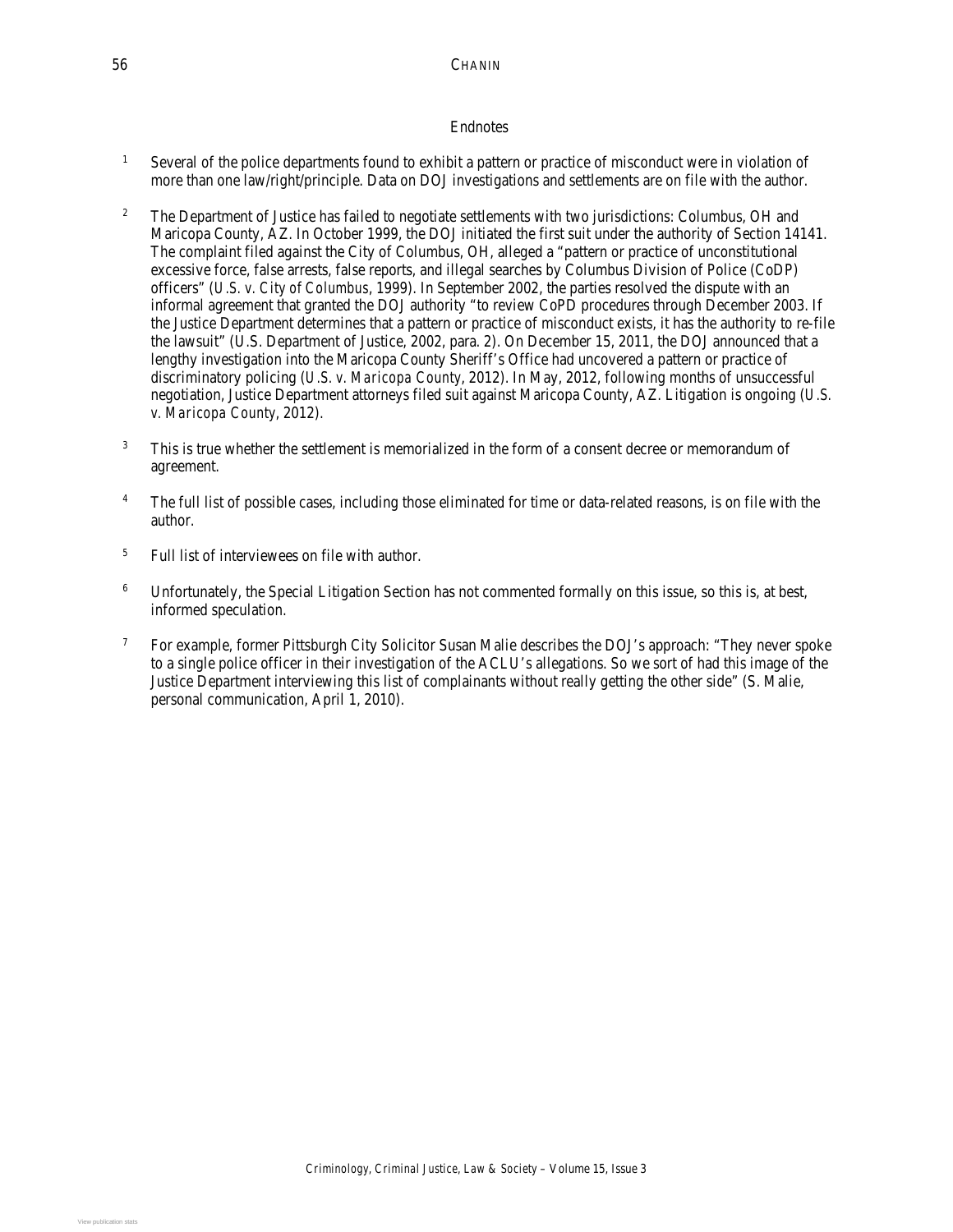## Endnotes

[1] Several of the police departments found to exhibit a pattern or practice of misconduct were in violation of more than one law/right/principle. Data on DOJ investigations and settlements are on file with the author.

[2] The Department of Justice has failed to negotiate settlements with two jurisdictions: Columbus, OH and Maricopa County, AZ. In October 1999, the DOJ initiated the first suit under the authority of Section 14141. The complaint filed against the City of Columbus, OH, alleged a "pattern or practice of unconstitutional excessive force, false arrests, false reports, and illegal searches by Columbus Division of Police (CoDP) officers" (*U.S. v. City of Columbus*, 1999). In September 2002, the parties resolved the dispute with an informal agreement that granted the DOJ authority "to review CoPD procedures through December 2003. If the Justice Department determines that a pattern or practice of misconduct exists, it has the authority to re-file the lawsuit" (U.S. Department of Justice, 2002, para. 2). On December 15, 2011, the DOJ announced that a lengthy investigation into the Maricopa County Sheriff's Office had uncovered a pattern or practice of discriminatory policing (*U.S. v. Maricopa County*, 2012). In May, 2012, following months of unsuccessful negotiation, Justice Department attorneys filed suit against Maricopa County, AZ. Litigation is ongoing (*U.S. v. Maricopa County*, 2012).

[3] This is true whether the settlement is memorialized in the form of a consent decree or memorandum of agreement.

[4] The full list of possible cases, including those eliminated for time or data-related reasons, is on file with the author.

[5] Full list of interviewees on file with author.

[6] Unfortunately, the Special Litigation Section has not commented formally on this issue, so this is, at best, informed speculation.

[7] For example, former Pittsburgh City Solicitor Susan Malie describes the DOJ's approach: "They never spoke to a single police officer in their investigation of the ACLU's allegations. So we sort of had this image of the Justice Department interviewing this list of complainants without really getting the other side" (S. Malie, personal communication, April 1, 2010).